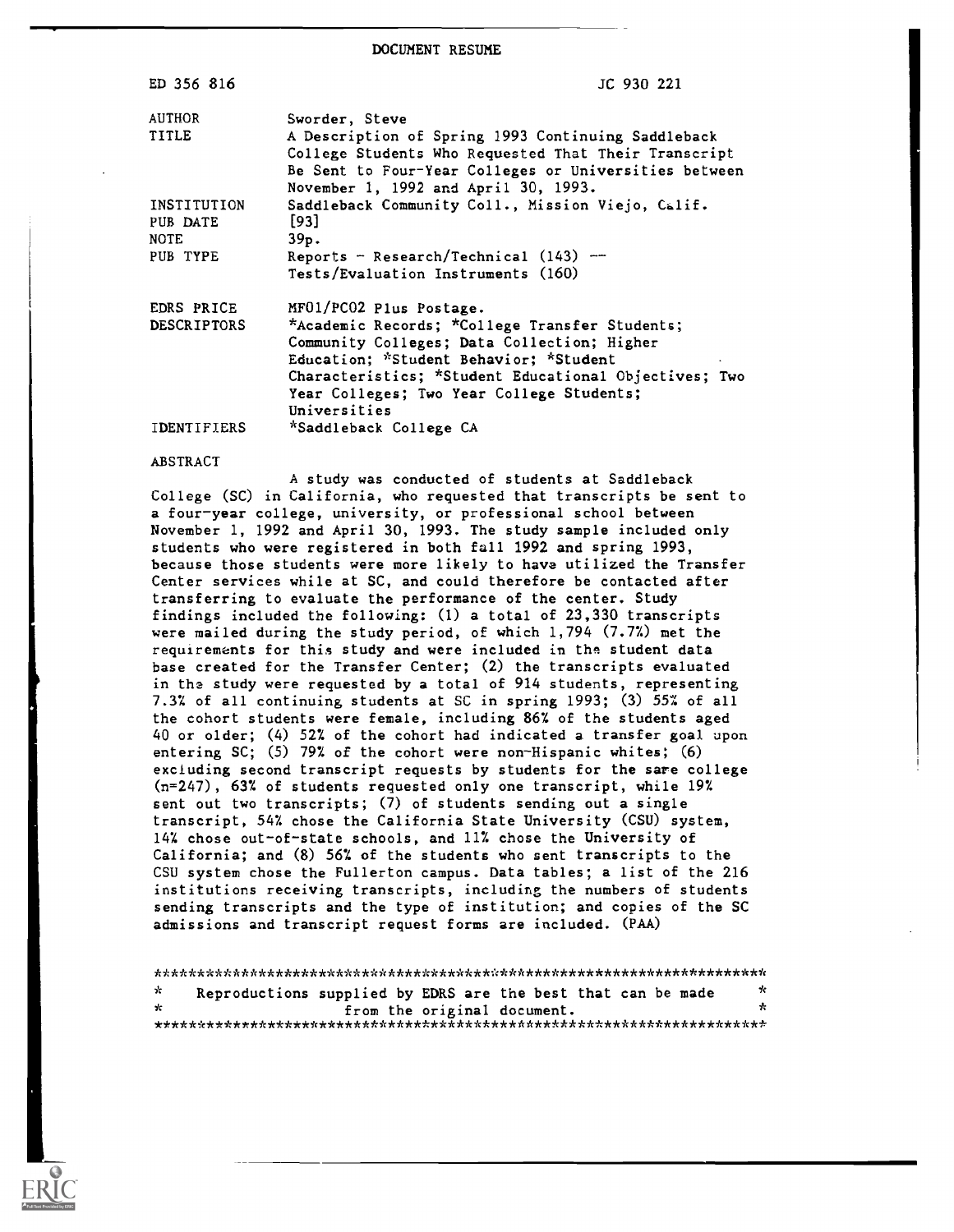DOCUMENT RESUME

| | |
|---|---|
| ED 356 816 | JC 930 221 |
| AUTHOR | Sworder, Steve |
| TITLE | A Description of Spring 1993 Continuing Saddleback College Students Who Requested That Their Transcript Be Sent to Four-Year Colleges or Universities between November 1, 1992 and April 30, 1993. |
| INSTITUTION | Saddleback Community Coll., Mission Viejo, Calif. |
| PUB DATE | [93] |
| NOTE | 39p. |
| PUB TYPE | Reports - Research/Technical (143) -- Tests/Evaluation Instruments (160) |
| EDRS PRICE | MF01/PC02 Plus Postage. |
| DESCRIPTORS | *Academic Records; *College Transfer Students; Community Colleges; Data Collection; Higher Education; *Student Behavior; *Student Characteristics; *Student Educational Objectives; Two Year Colleges; Two Year College Students; Universities |
| IDENTIFIERS | *Saddleback College CA |

ABSTRACT

A study was conducted of students at Saddleback College (SC) in California, who requested that transcripts be sent to a four-year college, university, or professional school between November 1, 1992 and April 30, 1993. The study sample included only students who were registered in both fall 1992 and spring 1993, because those students were more likely to have utilized the Transfer Center services while at SC, and could therefore be contacted after transferring to evaluate the performance of the center. Study findings included the following: (1) a total of 23,330 transcripts were mailed during the study period, of which 1,794 (7.7%) met the requirements for this study and were included in the student data base created for the Transfer Center; (2) the transcripts evaluated in the study were requested by a total of 914 students, representing 7.3% of all continuing students at SC in spring 1993; (3) 55% of all the cohort students were female, including 86% of the students aged 40 or older; (4) 52% of the cohort had indicated a transfer goal upon entering SC; (5) 79% of the cohort were non-Hispanic whites; (6) excluding second transcript requests by students for the same college (n=247), 63% of students requested only one transcript, while 19% sent out two transcripts; (7) of students sending out a single transcript, 54% chose the California State University (CSU) system, 14% chose out-of-state schools, and 11% chose the University of California; and (8) 56% of the students who sent transcripts to the CSU system chose the Fullerton campus. Data tables; a list of the 216 institutions receiving transcripts, including the numbers of students sending transcripts and the type of institution; and copies of the SC admissions and transcript request forms are included. (PAA)

***********************************************************************
* Reproductions supplied by EDRS are the best that can be made *
* from the original document. *
***********************************************************************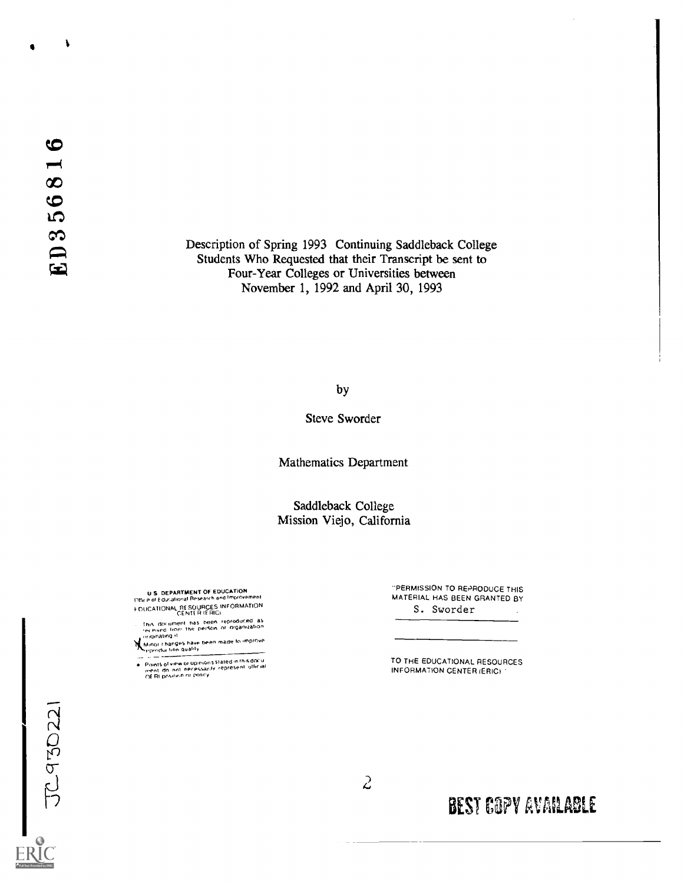Description of Spring 1993 Continuing Saddleback College Students Who Requested that their Transcript be sent to Four-Year Colleges or Universities between November 1, 1992 and April 30, 1993

by

Steve Sworder

Mathematics Department

Saddleback College
Mission Viejo, California

U.S. DEPARTMENT OF EDUCATION
Office of Educational Research and Improvement
EDUCATIONAL RESOURCES INFORMATION CENTER (ERIC)

This document has been reproduced as received from the person or organization originating it.

Minor changes have been made to improve reproduction quality.

Points of view or opinions stated in this document do not necessarily represent official OERI position or policy.

"PERMISSION TO REPRODUCE THIS MATERIAL HAS BEEN GRANTED BY

S. Sworder

TO THE EDUCATIONAL RESOURCES INFORMATION CENTER (ERIC)."

BEST COPY AVAILABLE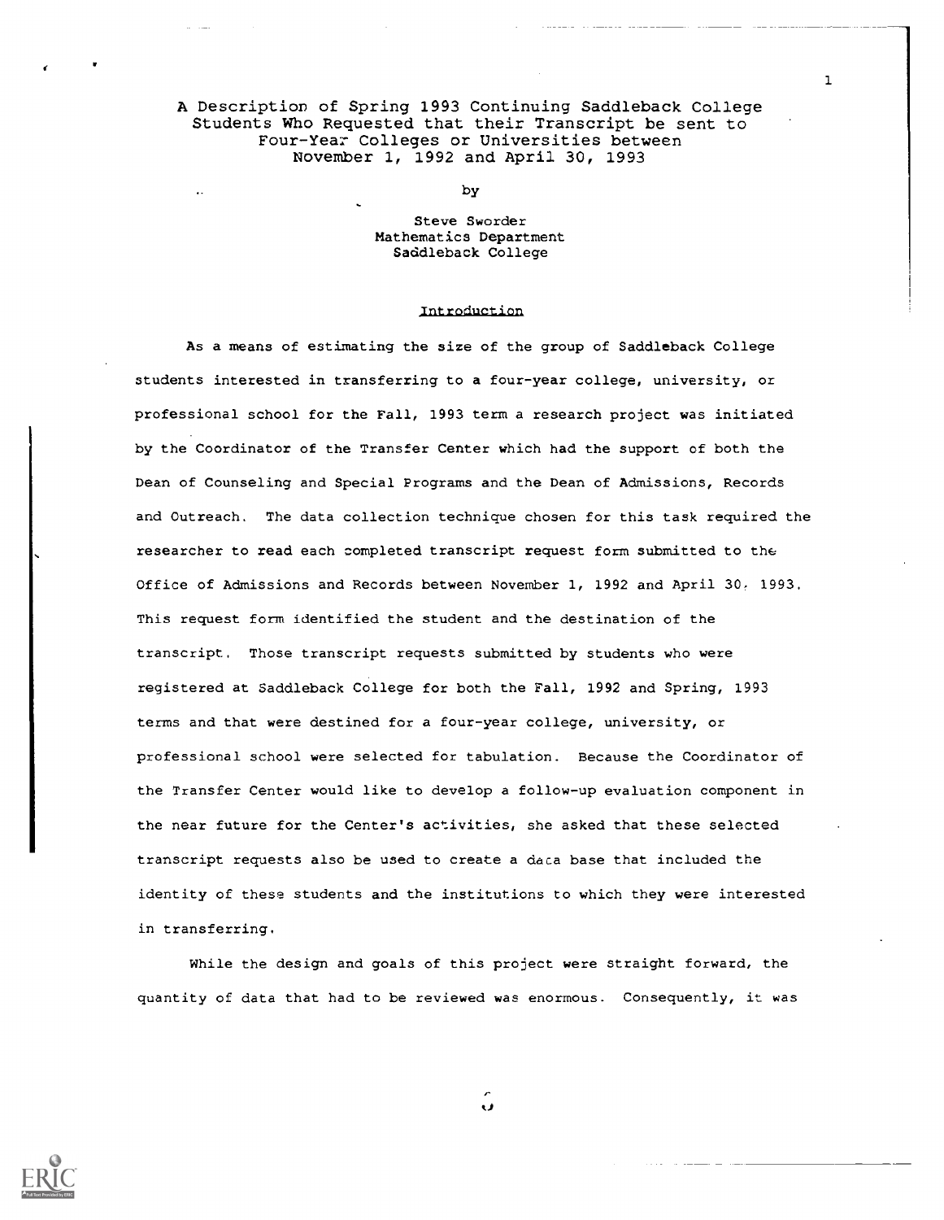# A Description of Spring 1993 Continuing Saddleback College Students Who Requested that their Transcript be sent to Four-Year Colleges or Universities between November 1, 1992 and April 30, 1993

by

Steve Sworder
Mathematics Department
Saddleback College

## Introduction

As a means of estimating the size of the group of Saddleback College students interested in transferring to a four-year college, university, or professional school for the Fall, 1993 term a research project was initiated by the Coordinator of the Transfer Center which had the support of both the Dean of Counseling and Special Programs and the Dean of Admissions, Records and Outreach. The data collection technique chosen for this task required the researcher to read each completed transcript request form submitted to the Office of Admissions and Records between November 1, 1992 and April 30, 1993. This request form identified the student and the destination of the transcript. Those transcript requests submitted by students who were registered at Saddleback College for both the Fall, 1992 and Spring, 1993 terms and that were destined for a four-year college, university, or professional school were selected for tabulation. Because the Coordinator of the Transfer Center would like to develop a follow-up evaluation component in the near future for the Center's activities, she asked that these selected transcript requests also be used to create a data base that included the identity of these students and the institutions to which they were interested in transferring.

While the design and goals of this project were straight forward, the quantity of data that had to be reviewed was enormous. Consequently, it was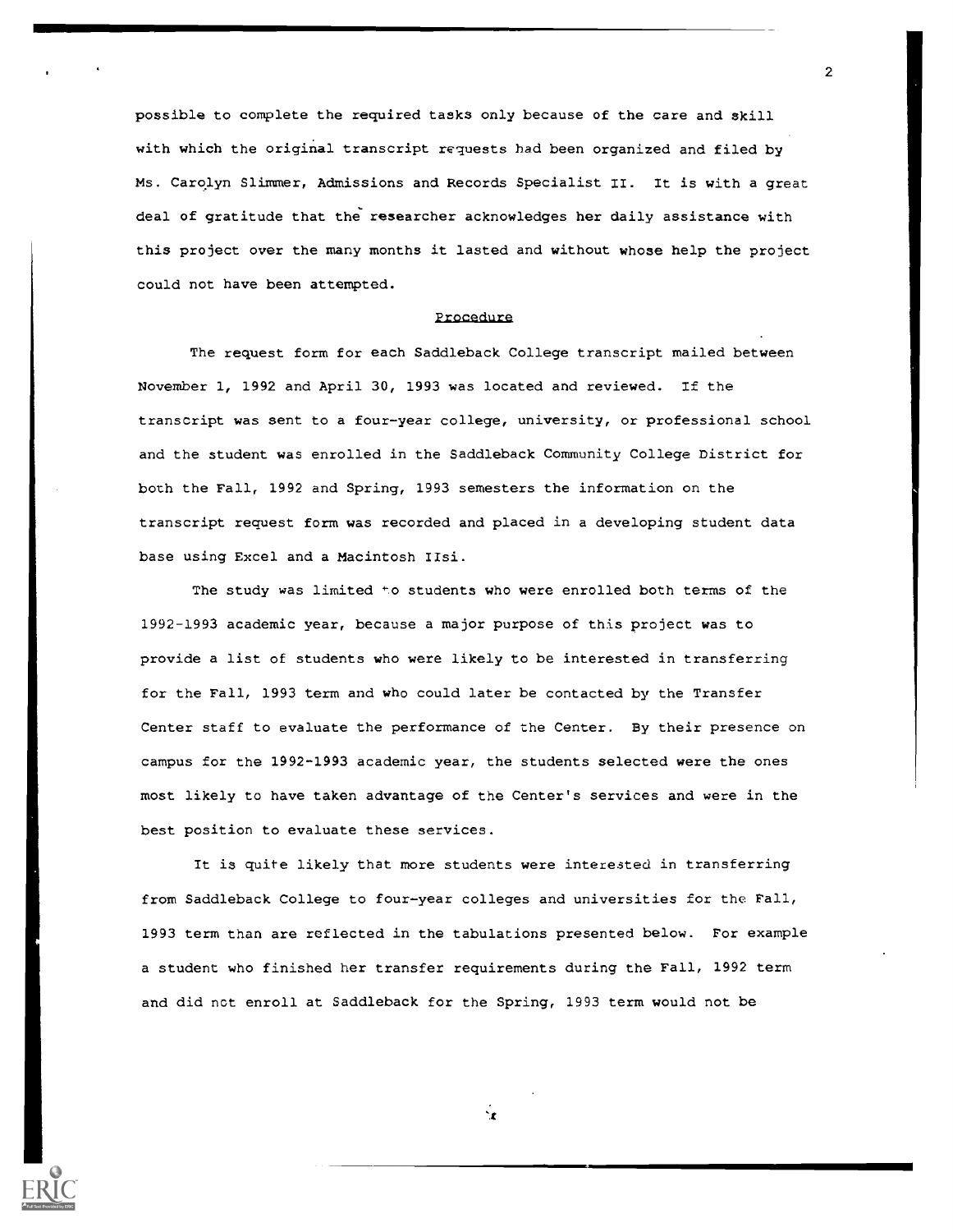possible to complete the required tasks only because of the care and skill with which the original transcript requests had been organized and filed by Ms. Carolyn Slimmer, Admissions and Records Specialist II. It is with a great deal of gratitude that the researcher acknowledges her daily assistance with this project over the many months it lasted and without whose help the project could not have been attempted.

## Procedure

The request form for each Saddleback College transcript mailed between November 1, 1992 and April 30, 1993 was located and reviewed. If the transcript was sent to a four-year college, university, or professional school and the student was enrolled in the Saddleback Community College District for both the Fall, 1992 and Spring, 1993 semesters the information on the transcript request form was recorded and placed in a developing student data base using Excel and a Macintosh IIsi.

The study was limited to students who were enrolled both terms of the 1992-1993 academic year, because a major purpose of this project was to provide a list of students who were likely to be interested in transferring for the Fall, 1993 term and who could later be contacted by the Transfer Center staff to evaluate the performance of the Center. By their presence on campus for the 1992-1993 academic year, the students selected were the ones most likely to have taken advantage of the Center's services and were in the best position to evaluate these services.

It is quite likely that more students were interested in transferring from Saddleback College to four-year colleges and universities for the Fall, 1993 term than are reflected in the tabulations presented below. For example a student who finished her transfer requirements during the Fall, 1992 term and did not enroll at Saddleback for the Spring, 1993 term would not be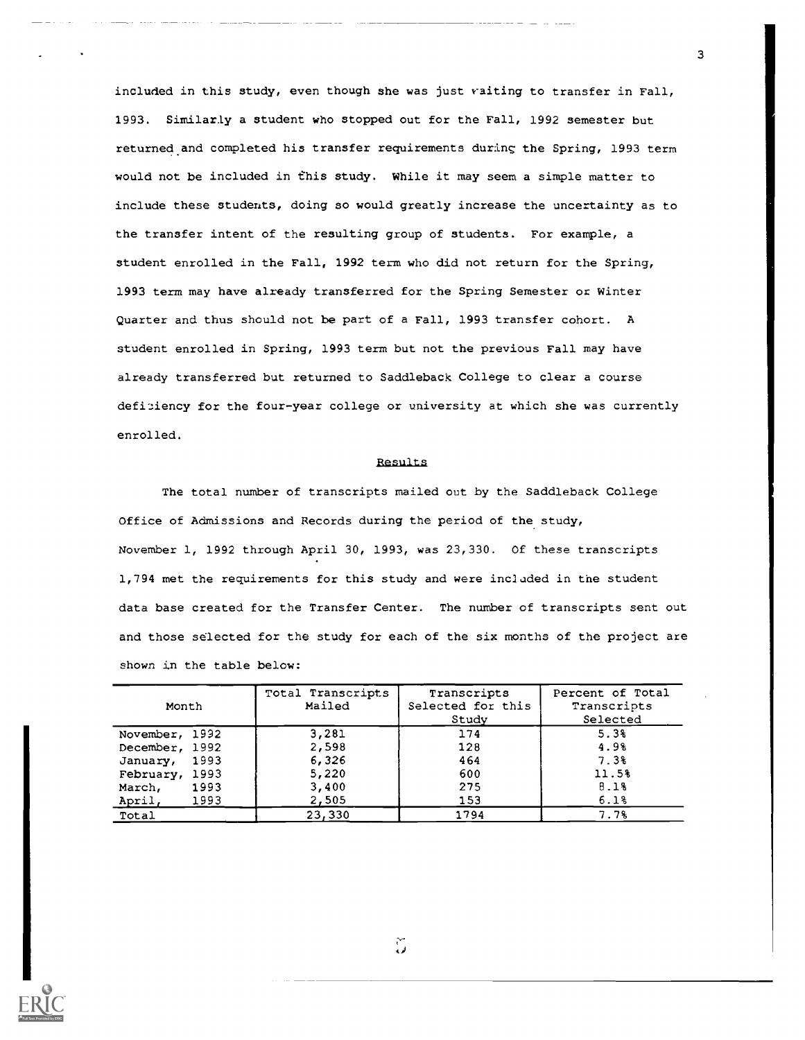included in this study, even though she was just waiting to transfer in Fall, 1993. Similarly a student who stopped out for the Fall, 1992 semester but returned and completed his transfer requirements during the Spring, 1993 term would not be included in this study. While it may seem a simple matter to include these students, doing so would greatly increase the uncertainty as to the transfer intent of the resulting group of students. For example, a student enrolled in the Fall, 1992 term who did not return for the Spring, 1993 term may have already transferred for the Spring Semester or Winter Quarter and thus should not be part of a Fall, 1993 transfer cohort. A student enrolled in Spring, 1993 term but not the previous Fall may have already transferred but returned to Saddleback College to clear a course deficiency for the four-year college or university at which she was currently enrolled.

## Results

The total number of transcripts mailed out by the Saddleback College Office of Admissions and Records during the period of the study, November 1, 1992 through April 30, 1993, was 23,330. Of these transcripts 1,794 met the requirements for this study and were included in the student data base created for the Transfer Center. The number of transcripts sent out and those selected for the study for each of the six months of the project are shown in the table below:

| Month | Total Transcripts Mailed | Transcripts Selected for this Study | Percent of Total Transcripts Selected |
|---|---|---|---|
| November, 1992 | 3,281 | 174 | 5.3% |
| December, 1992 | 2,598 | 128 | 4.9% |
| January, 1993 | 6,326 | 464 | 7.3% |
| February, 1993 | 5,220 | 600 | 11.5% |
| March, 1993 | 3,400 | 275 | 8.1% |
| April, 1993 | 2,505 | 153 | 6.1% |
| Total | 23,330 | 1794 | 7.7% |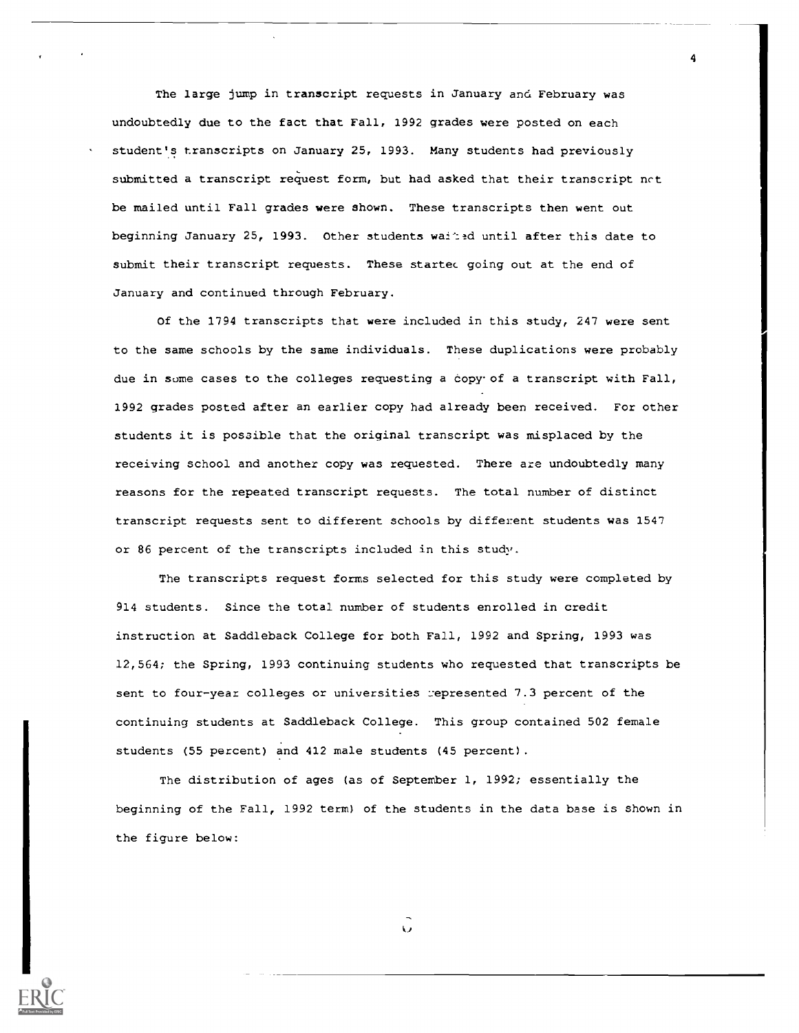The large jump in transcript requests in January and February was undoubtedly due to the fact that Fall, 1992 grades were posted on each student's transcripts on January 25, 1993. Many students had previously submitted a transcript request form, but had asked that their transcript not be mailed until Fall grades were shown. These transcripts then went out beginning January 25, 1993. Other students waited until after this date to submit their transcript requests. These started going out at the end of January and continued through February.

Of the 1794 transcripts that were included in this study, 247 were sent to the same schools by the same individuals. These duplications were probably due in some cases to the colleges requesting a copy of a transcript with Fall, 1992 grades posted after an earlier copy had already been received. For other students it is possible that the original transcript was misplaced by the receiving school and another copy was requested. There are undoubtedly many reasons for the repeated transcript requests. The total number of distinct transcript requests sent to different schools by different students was 1547 or 86 percent of the transcripts included in this study.

The transcripts request forms selected for this study were completed by 914 students. Since the total number of students enrolled in credit instruction at Saddleback College for both Fall, 1992 and Spring, 1993 was 12,564; the Spring, 1993 continuing students who requested that transcripts be sent to four-year colleges or universities represented 7.3 percent of the continuing students at Saddleback College. This group contained 502 female students (55 percent) and 412 male students (45 percent).

The distribution of ages (as of September 1, 1992; essentially the beginning of the Fall, 1992 term) of the students in the data base is shown in the figure below: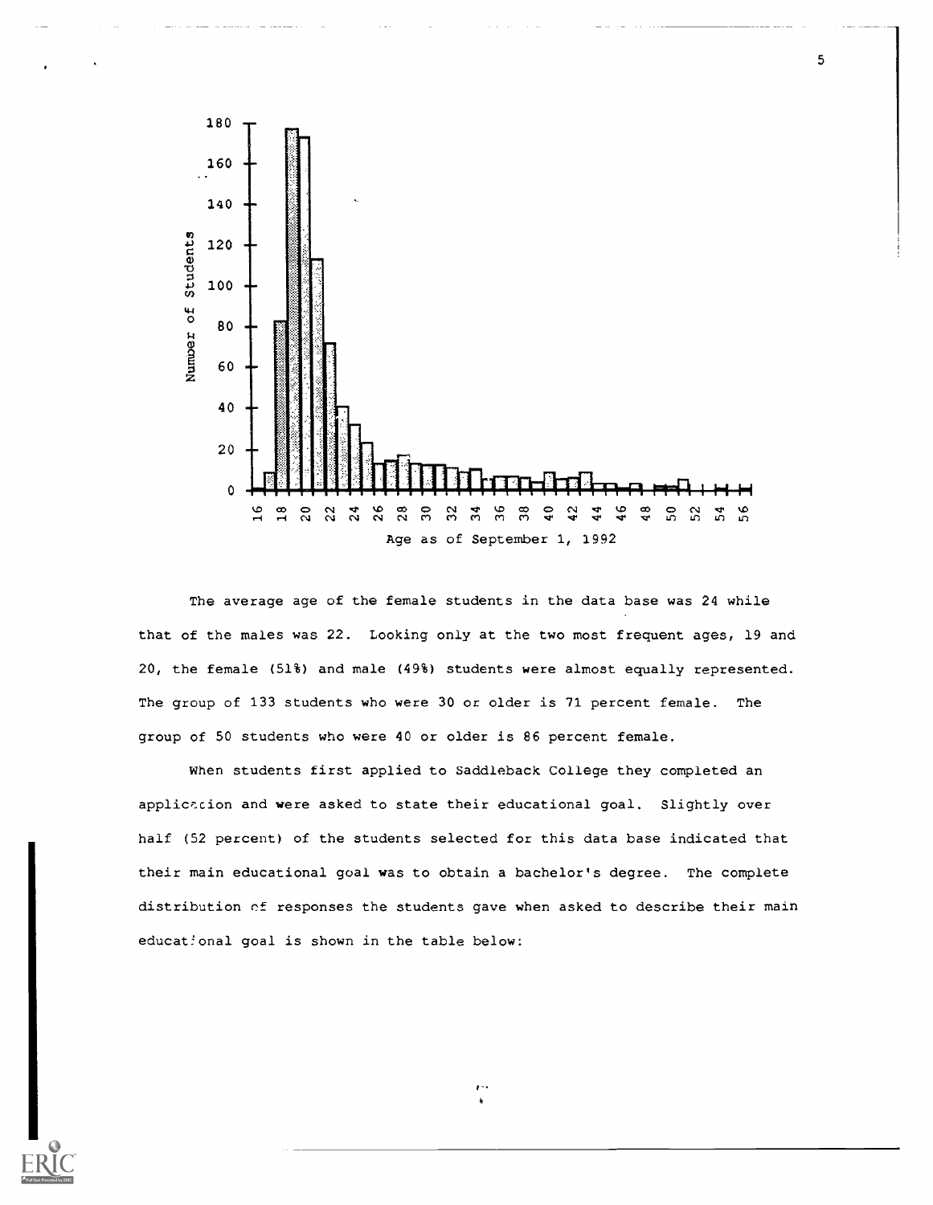The average age of the female students in the data base was 24 while that of the males was 22. Looking only at the two most frequent ages, 19 and 20, the female (51%) and male (49%) students were almost equally represented. The group of 133 students who were 30 or older is 71 percent female. The group of 50 students who were 40 or older is 86 percent female.

When students first applied to Saddleback College they completed an application and were asked to state their educational goal. Slightly over half (52 percent) of the students selected for this data base indicated that their main educational goal was to obtain a bachelor's degree. The complete distribution of responses the students gave when asked to describe their main educational goal is shown in the table below: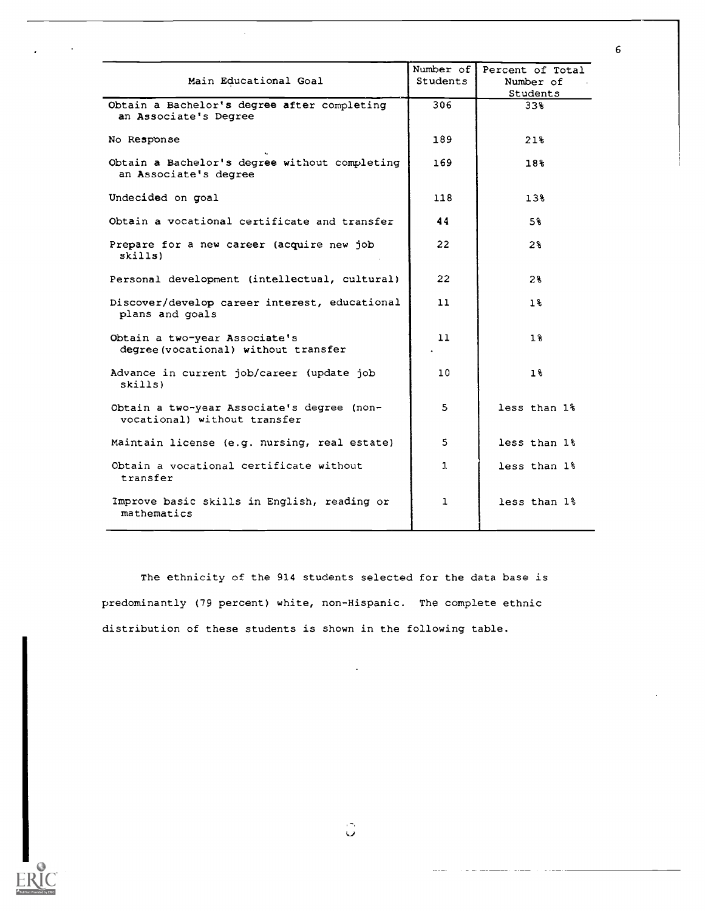| Main Educational Goal | Number of Students | Percent of Total Number of Students |
|---|---|---|
| Obtain a Bachelor's degree after completing an Associate's Degree | 306 | 33% |
| No Response | 189 | 21% |
| Obtain a Bachelor's degree without completing an Associate's degree | 169 | 18% |
| Undecided on goal | 118 | 13% |
| Obtain a vocational certificate and transfer | 44 | 5% |
| Prepare for a new career (acquire new job skills) | 22 | 2% |
| Personal development (intellectual, cultural) | 22 | 2% |
| Discover/develop career interest, educational plans and goals | 11 | 1% |
| Obtain a two-year Associate's degree (vocational) without transfer | 11 | 1% |
| Advance in current job/career (update job skills) | 10 | 1% |
| Obtain a two-year Associate's degree (non-vocational) without transfer | 5 | less than 1% |
| Maintain license (e.g. nursing, real estate) | 5 | less than 1% |
| Obtain a vocational certificate without transfer | 1 | less than 1% |
| Improve basic skills in English, reading or mathematics | 1 | less than 1% |

The ethnicity of the 914 students selected for the data base is predominantly (79 percent) white, non-Hispanic. The complete ethnic distribution of these students is shown in the following table.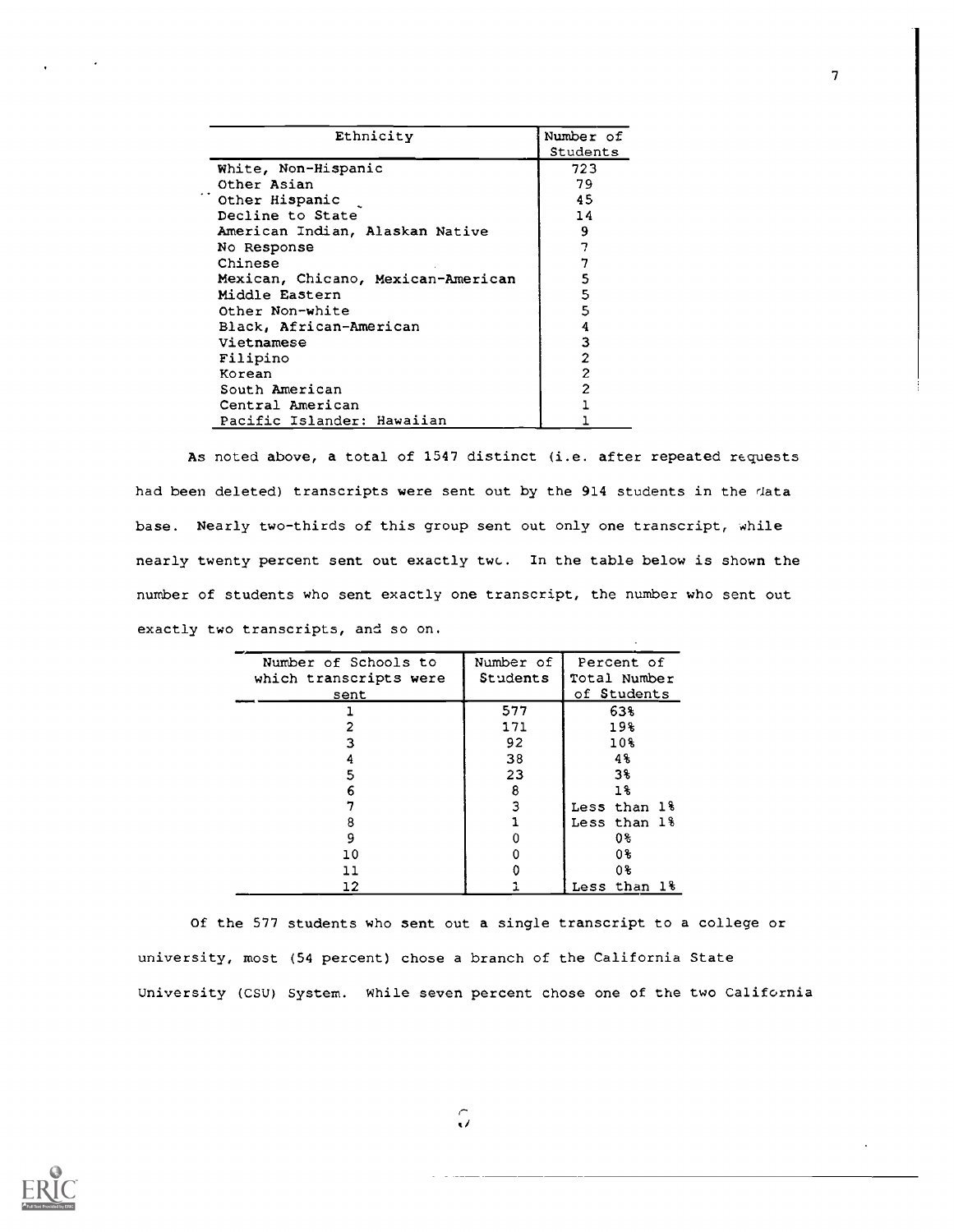| Ethnicity | Number of Students |
|---|---|
| White, Non-Hispanic | 723 |
| Other Asian | 79 |
| Other Hispanic | 45 |
| Decline to State | 14 |
| American Indian, Alaskan Native | 9 |
| No Response | 7 |
| Chinese | 7 |
| Mexican, Chicano, Mexican-American | 5 |
| Middle Eastern | 5 |
| Other Non-white | 5 |
| Black, African-American | 4 |
| Vietnamese | 3 |
| Filipino | 2 |
| Korean | 2 |
| South American | 2 |
| Central American | 1 |
| Pacific Islander: Hawaiian | 1 |

As noted above, a total of 1547 distinct (i.e. after repeated requests had been deleted) transcripts were sent out by the 914 students in the data base. Nearly two-thirds of this group sent out only one transcript, while nearly twenty percent sent out exactly two. In the table below is shown the number of students who sent exactly one transcript, the number who sent out exactly two transcripts, and so on.

| Number of Schools to which transcripts were sent | Number of Students | Percent of Total Number of Students |
|---|---|---|
| 1 | 577 | 63% |
| 2 | 171 | 19% |
| 3 | 92 | 10% |
| 4 | 38 | 4% |
| 5 | 23 | 3% |
| 6 | 8 | 1% |
| 7 | 3 | Less than 1% |
| 8 | 1 | Less than 1% |
| 9 | 0 | 0% |
| 10 | 0 | 0% |
| 11 | 0 | 0% |
| 12 | 1 | Less than 1% |

Of the 577 students who sent out a single transcript to a college or university, most (54 percent) chose a branch of the California State University (CSU) System. While seven percent chose one of the two California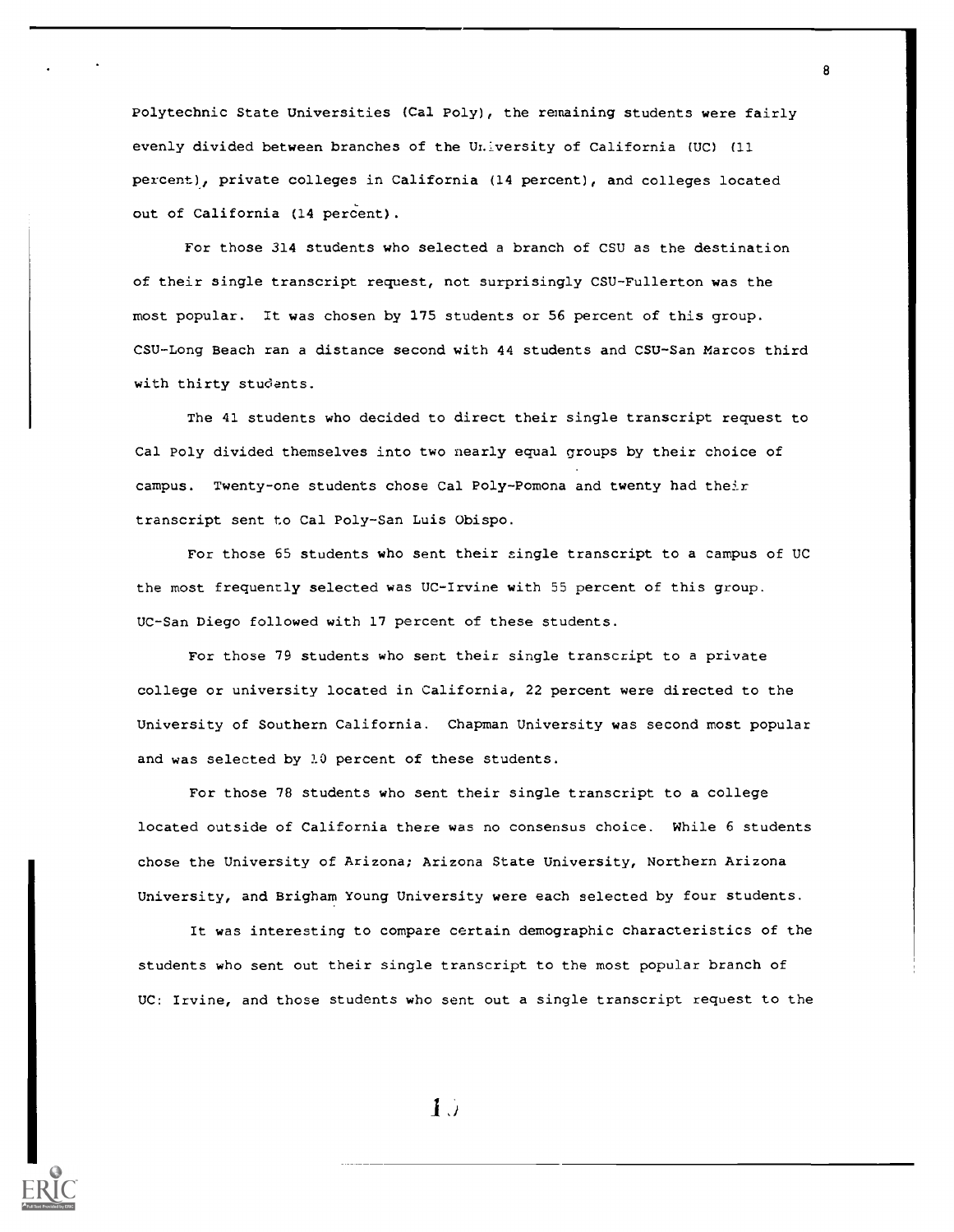Polytechnic State Universities (Cal Poly), the remaining students were fairly evenly divided between branches of the University of California (UC) (11 percent), private colleges in California (14 percent), and colleges located out of California (14 percent).

For those 314 students who selected a branch of CSU as the destination of their single transcript request, not surprisingly CSU-Fullerton was the most popular. It was chosen by 175 students or 56 percent of this group. CSU-Long Beach ran a distance second with 44 students and CSU-San Marcos third with thirty students.

The 41 students who decided to direct their single transcript request to Cal Poly divided themselves into two nearly equal groups by their choice of campus. Twenty-one students chose Cal Poly-Pomona and twenty had their transcript sent to Cal Poly-San Luis Obispo.

For those 65 students who sent their single transcript to a campus of UC the most frequently selected was UC-Irvine with 55 percent of this group. UC-San Diego followed with 17 percent of these students.

For those 79 students who sent their single transcript to a private college or university located in California, 22 percent were directed to the University of Southern California. Chapman University was second most popular and was selected by 10 percent of these students.

For those 78 students who sent their single transcript to a college located outside of California there was no consensus choice. While 6 students chose the University of Arizona; Arizona State University, Northern Arizona University, and Brigham Young University were each selected by four students.

It was interesting to compare certain demographic characteristics of the students who sent out their single transcript to the most popular branch of UC: Irvine, and those students who sent out a single transcript request to the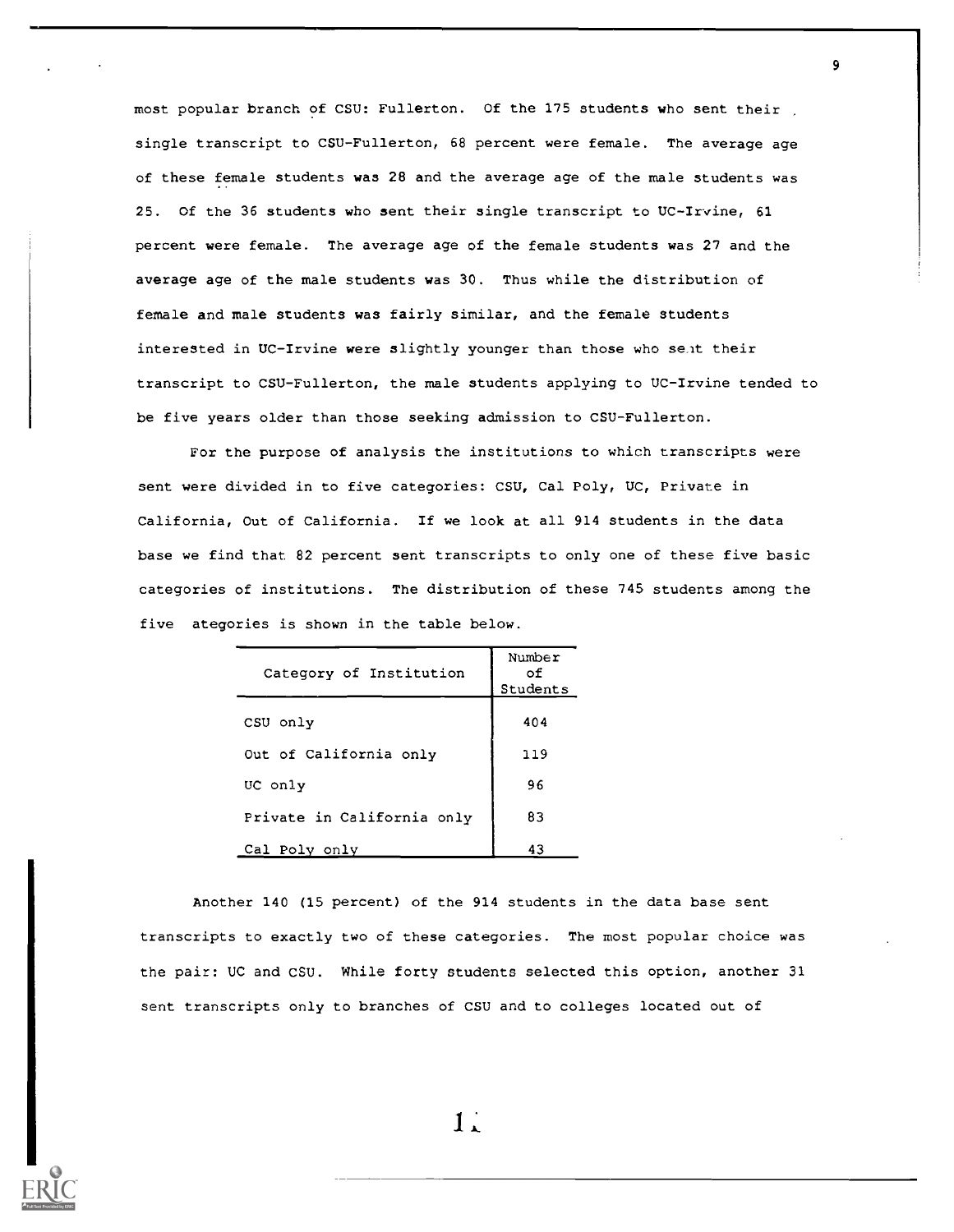most popular branch of CSU: Fullerton. Of the 175 students who sent their single transcript to CSU-Fullerton, 68 percent were female. The average age of these female students was 28 and the average age of the male students was 25. Of the 36 students who sent their single transcript to UC-Irvine, 61 percent were female. The average age of the female students was 27 and the average age of the male students was 30. Thus while the distribution of female and male students was fairly similar, and the female students interested in UC-Irvine were slightly younger than those who sent their transcript to CSU-Fullerton, the male students applying to UC-Irvine tended to be five years older than those seeking admission to CSU-Fullerton.

For the purpose of analysis the institutions to which transcripts were sent were divided in to five categories: CSU, Cal Poly, UC, Private in California, Out of California. If we look at all 914 students in the data base we find that 82 percent sent transcripts to only one of these five basic categories of institutions. The distribution of these 745 students among the five ategories is shown in the table below.

| Category of Institution | Number of Students |
|---|---|
| CSU only | 404 |
| Out of California only | 119 |
| UC only | 96 |
| Private in California only | 83 |
| Cal Poly only | 43 |

Another 140 (15 percent) of the 914 students in the data base sent transcripts to exactly two of these categories. The most popular choice was the pair: UC and CSU. While forty students selected this option, another 31 sent transcripts only to branches of CSU and to colleges located out of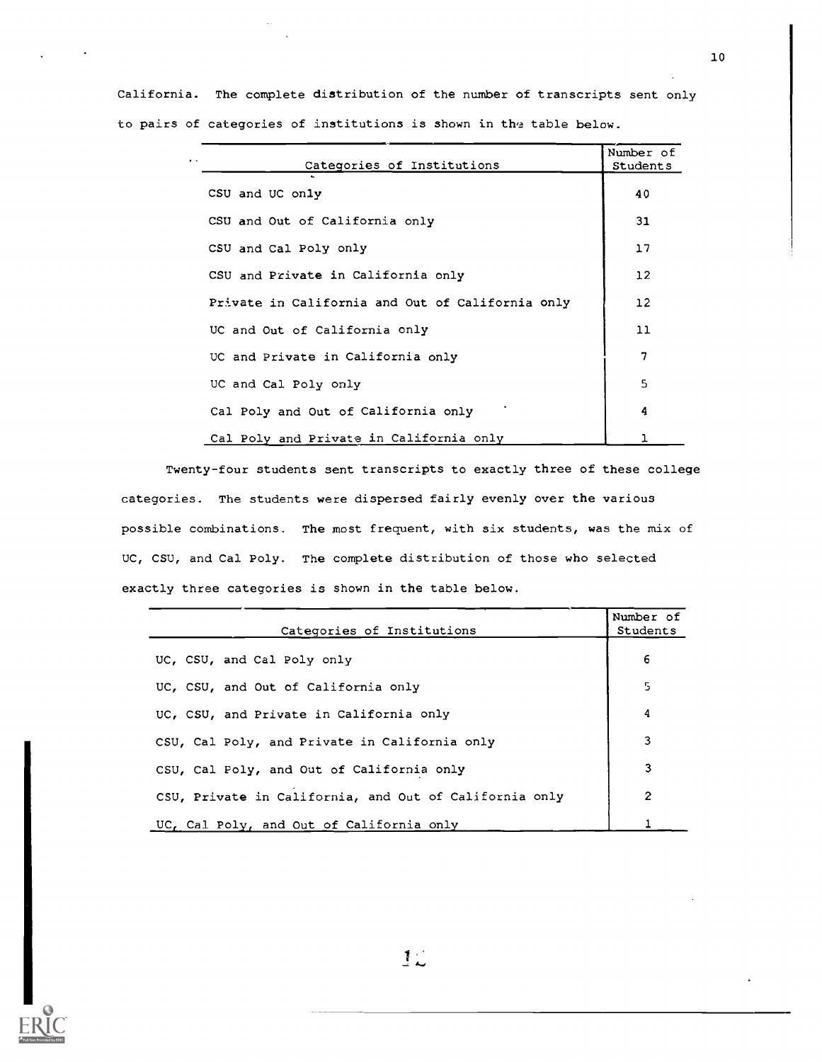California. The complete distribution of the number of transcripts sent only to pairs of categories of institutions is shown in the table below.

| Categories of Institutions | Number of Students |
|---|---|
| CSU and UC only | 40 |
| CSU and Out of California only | 31 |
| CSU and Cal Poly only | 17 |
| CSU and Private in California only | 12 |
| Private in California and Out of California only | 12 |
| UC and Out of California only | 11 |
| UC and Private in California only | 7 |
| UC and Cal Poly only | 5 |
| Cal Poly and Out of California only | 4 |
| Cal Poly and Private in California only | 1 |

Twenty-four students sent transcripts to exactly three of these college categories. The students were dispersed fairly evenly over the various possible combinations. The most frequent, with six students, was the mix of UC, CSU, and Cal Poly. The complete distribution of those who selected exactly three categories is shown in the table below.

| Categories of Institutions | Number of Students |
|---|---|
| UC, CSU, and Cal Poly only | 6 |
| UC, CSU, and Out of California only | 5 |
| UC, CSU, and Private in California only | 4 |
| CSU, Cal Poly, and Private in California only | 3 |
| CSU, Cal Poly, and Out of California only | 3 |
| CSU, Private in California, and Out of California only | 2 |
| UC, Cal Poly, and Out of California only | 1 |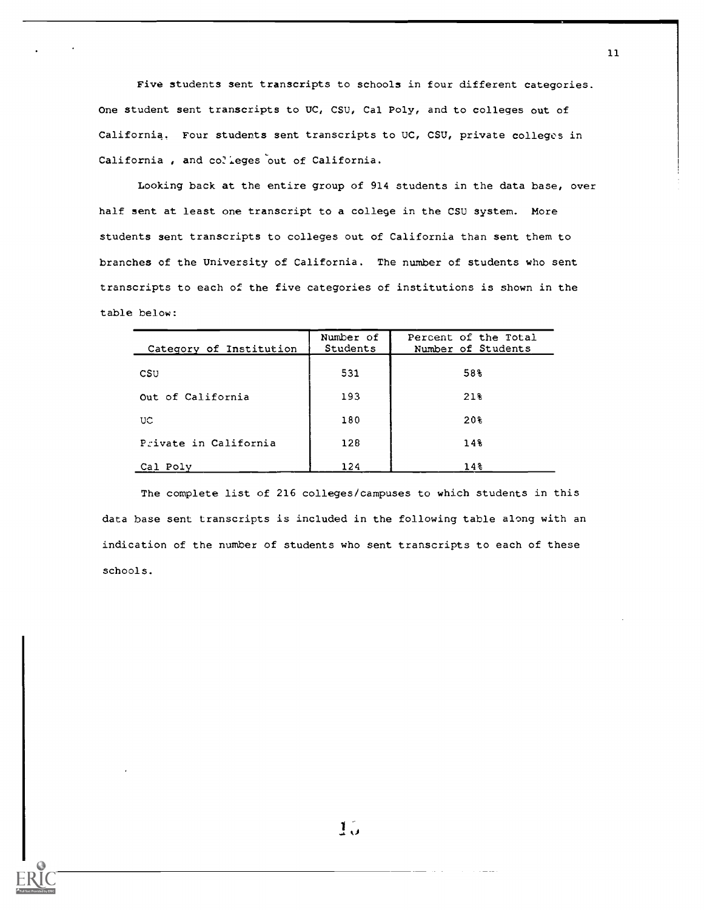Five students sent transcripts to schools in four different categories. One student sent transcripts to UC, CSU, Cal Poly, and to colleges out of California. Four students sent transcripts to UC, CSU, private colleges in California , and colleges out of California.

Looking back at the entire group of 914 students in the data base, over half sent at least one transcript to a college in the CSU system. More students sent transcripts to colleges out of California than sent them to branches of the University of California. The number of students who sent transcripts to each of the five categories of institutions is shown in the table below:

| Category of Institution | Number of Students | Percent of the Total Number of Students |
|---|---|---|
| CSU | 531 | 58% |
| Out of California | 193 | 21% |
| UC | 180 | 20% |
| Private in California | 128 | 14% |
| Cal Poly | 124 | 14% |

The complete list of 216 colleges/campuses to which students in this data base sent transcripts is included in the following table along with an indication of the number of students who sent transcripts to each of these schools.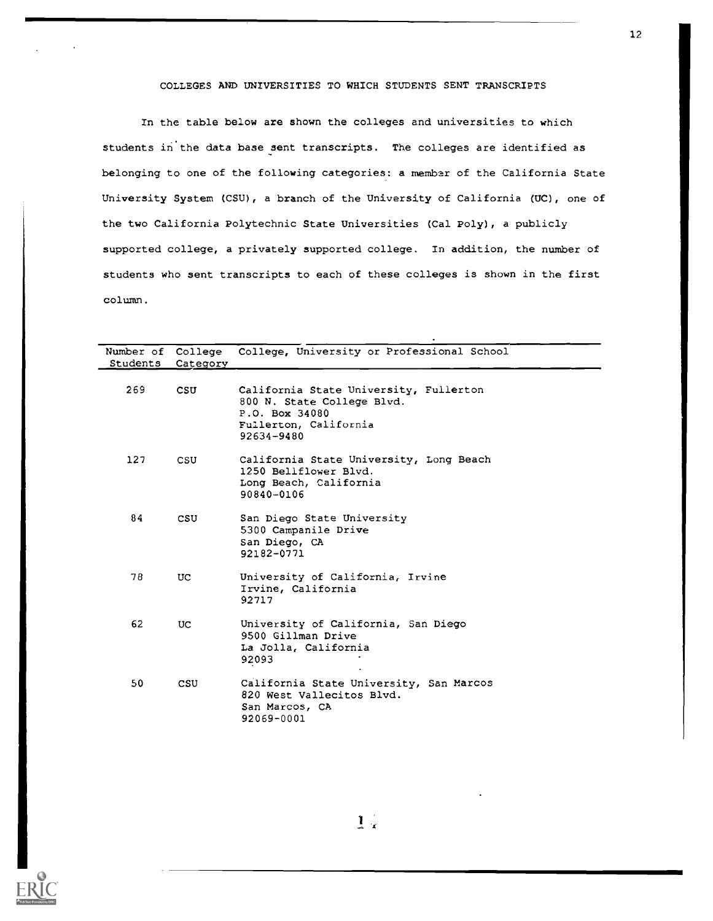## COLLEGES AND UNIVERSITIES TO WHICH STUDENTS SENT TRANSCRIPTS

In the table below are shown the colleges and universities to which students in the data base sent transcripts. The colleges are identified as belonging to one of the following categories: a member of the California State University System (CSU), a branch of the University of California (UC), one of the two California Polytechnic State Universities (Cal Poly), a publicly supported college, a privately supported college. In addition, the number of students who sent transcripts to each of these colleges is shown in the first column.

| Number of Students | College Category | College, University or Professional School |
|---|---|---|
| 269 | CSU | California State University, Fullerton<br>800 N. State College Blvd.<br>P.O. Box 34080<br>Fullerton, California<br>92634-9480 |
| 127 | CSU | California State University, Long Beach<br>1250 Bellflower Blvd.<br>Long Beach, California<br>90840-0106 |
| 84 | CSU | San Diego State University<br>5300 Campanile Drive<br>San Diego, CA<br>92182-0771 |
| 78 | UC | University of California, Irvine<br>Irvine, California<br>92717 |
| 62 | UC | University of California, San Diego<br>9500 Gillman Drive<br>La Jolla, California<br>92093 |
| 50 | CSU | California State University, San Marcos<br>820 West Vallecitos Blvd.<br>San Marcos, CA<br>92069-0001 |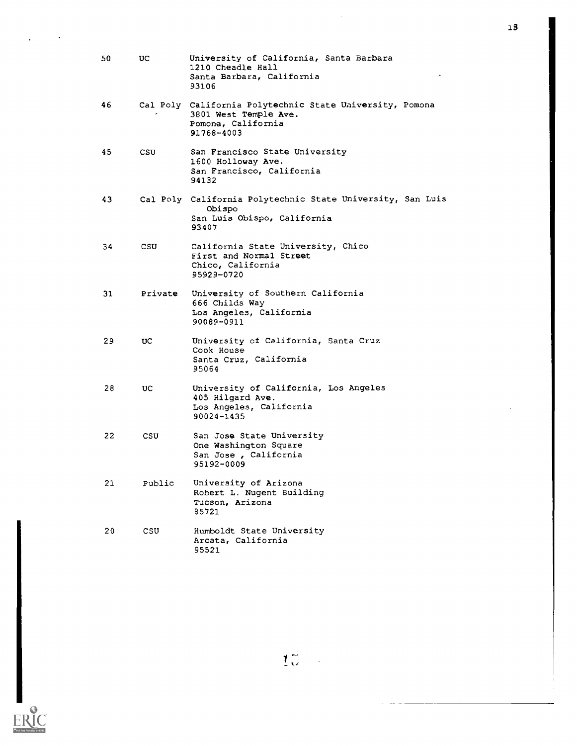| | | |
|---|---|---|
| 50 | UC | University of California, Santa Barbara<br>1210 Cheadle Hall<br>Santa Barbara, California<br>93106 |
| 46 | Cal Poly | California Polytechnic State University, Pomona<br>3801 West Temple Ave.<br>Pomona, California<br>91768-4003 |
| 45 | CSU | San Francisco State University<br>1600 Holloway Ave.<br>San Francisco, California<br>94132 |
| 43 | Cal Poly | California Polytechnic State University, San Luis Obispo<br>San Luis Obispo, California<br>93407 |
| 34 | CSU | California State University, Chico<br>First and Normal Street<br>Chico, California<br>95929-0720 |
| 31 | Private | University of Southern California<br>666 Childs Way<br>Los Angeles, California<br>90089-0911 |
| 29 | UC | University of California, Santa Cruz<br>Cook House<br>Santa Cruz, California<br>95064 |
| 28 | UC | University of California, Los Angeles<br>405 Hilgard Ave.<br>Los Angeles, California<br>90024-1435 |
| 22 | CSU | San Jose State University<br>One Washington Square<br>San Jose , California<br>95192-0009 |
| 21 | Public | University of Arizona<br>Robert L. Nugent Building<br>Tucson, Arizona<br>85721 |
| 20 | CSU | Humboldt State University<br>Arcata, California<br>95521 |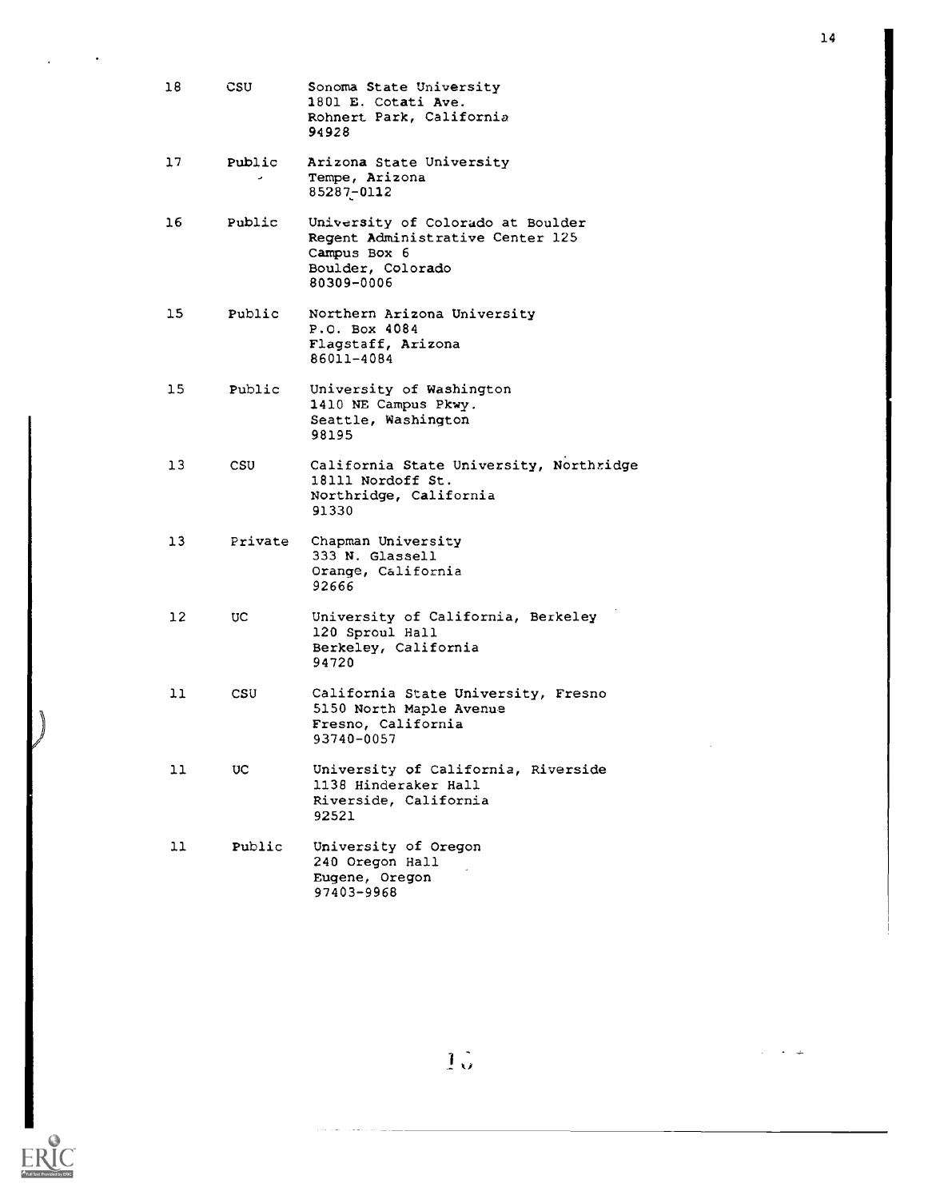| | | |
|---|---|---|
| 18 | CSU | Sonoma State University<br>1801 E. Cotati Ave.<br>Rohnert Park, California<br>94928 |
| 17 | Public | Arizona State University<br>Tempe, Arizona<br>85287-0112 |
| 16 | Public | University of Colorado at Boulder<br>Regent Administrative Center 125<br>Campus Box 6<br>Boulder, Colorado<br>80309-0006 |
| 15 | Public | Northern Arizona University<br>P.O. Box 4084<br>Flagstaff, Arizona<br>86011-4084 |
| 15 | Public | University of Washington<br>1410 NE Campus Pkwy.<br>Seattle, Washington<br>98195 |
| 13 | CSU | California State University, Northridge<br>18111 Nordoff St.<br>Northridge, California<br>91330 |
| 13 | Private | Chapman University<br>333 N. Glassell<br>Orange, California<br>92666 |
| 12 | UC | University of California, Berkeley<br>120 Sproul Hall<br>Berkeley, California<br>94720 |
| 11 | CSU | California State University, Fresno<br>5150 North Maple Avenue<br>Fresno, California<br>93740-0057 |
| 11 | UC | University of California, Riverside<br>1138 Hinderaker Hall<br>Riverside, California<br>92521 |
| 11 | Public | University of Oregon<br>240 Oregon Hall<br>Eugene, Oregon<br>97403-9968 |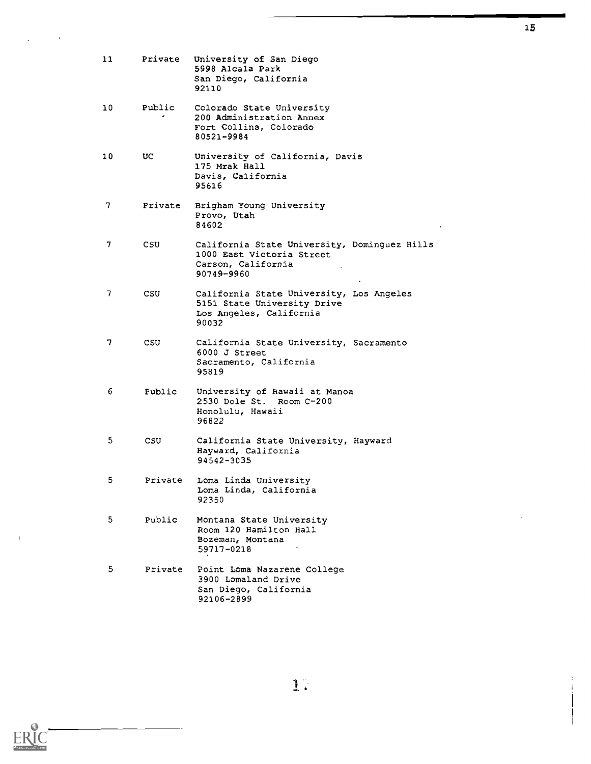| | | |
|---|---|---|
| 11 | Private | University of San Diego<br>5998 Alcala Park<br>San Diego, California<br>92110 |
| 10 | Public | Colorado State University<br>200 Administration Annex<br>Fort Collins, Colorado<br>80521-9984 |
| 10 | UC | University of California, Davis<br>175 Mrak Hall<br>Davis, California<br>95616 |
| 7 | Private | Brigham Young University<br>Provo, Utah<br>84602 |
| 7 | CSU | California State University, Dominguez Hills<br>1000 East Victoria Street<br>Carson, California<br>90749-9960 |
| 7 | CSU | California State University, Los Angeles<br>5151 State University Drive<br>Los Angeles, California<br>90032 |
| 7 | CSU | California State University, Sacramento<br>6000 J Street<br>Sacramento, California<br>95819 |
| 6 | Public | University of Hawaii at Manoa<br>2530 Dole St. Room C-200<br>Honolulu, Hawaii<br>96822 |
| 5 | CSU | California State University, Hayward<br>Hayward, California<br>94542-3035 |
| 5 | Private | Loma Linda University<br>Loma Linda, California<br>92350 |
| 5 | Public | Montana State University<br>Room 120 Hamilton Hall<br>Bozeman, Montana<br>59717-0218 |
| 5 | Private | Point Loma Nazarene College<br>3900 Lomaland Drive<br>San Diego, California<br>92106-2899 |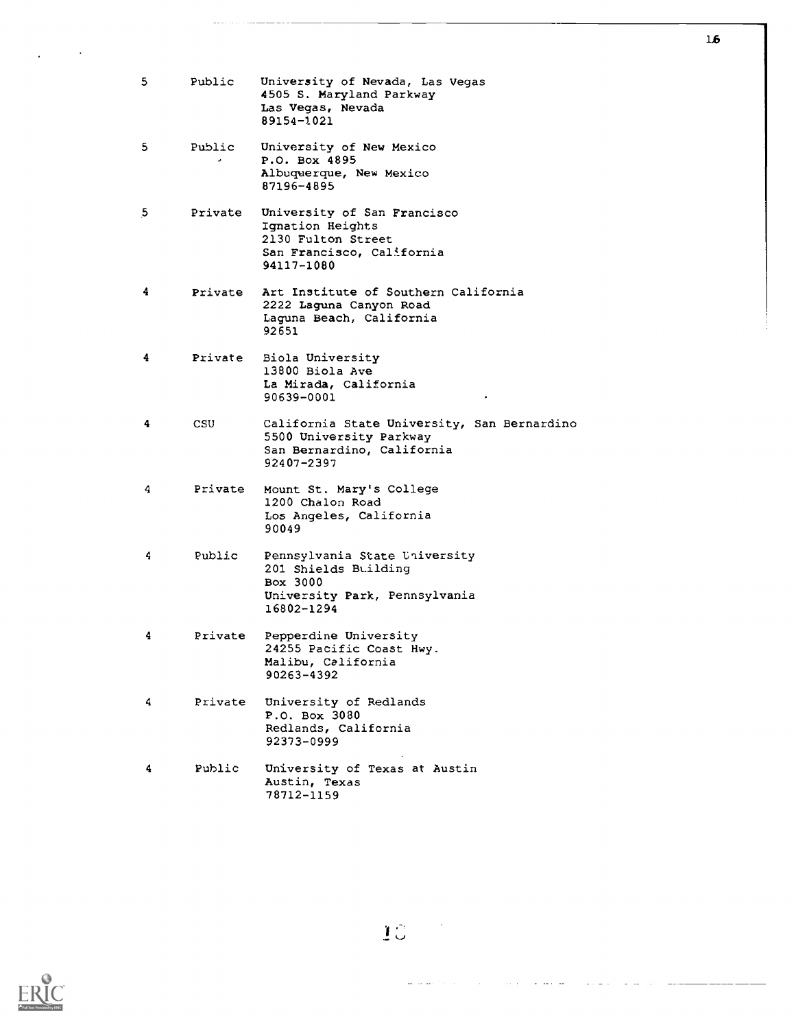| | | |
|---|---|---|
| 5 | Public | University of Nevada, Las Vegas<br>4505 S. Maryland Parkway<br>Las Vegas, Nevada<br>89154-1021 |
| 5 | Public | University of New Mexico<br>P.O. Box 4895<br>Albuquerque, New Mexico<br>87196-4895 |
| 5 | Private | University of San Francisco<br>Ignation Heights<br>2130 Fulton Street<br>San Francisco, California<br>94117-1080 |
| 4 | Private | Art Institute of Southern California<br>2222 Laguna Canyon Road<br>Laguna Beach, California<br>92651 |
| 4 | Private | Biola University<br>13800 Biola Ave<br>La Mirada, California<br>90639-0001 |
| 4 | CSU | California State University, San Bernardino<br>5500 University Parkway<br>San Bernardino, California<br>92407-2397 |
| 4 | Private | Mount St. Mary's College<br>1200 Chalon Road<br>Los Angeles, California<br>90049 |
| 4 | Public | Pennsylvania State University<br>201 Shields Building<br>Box 3000<br>University Park, Pennsylvania<br>16802-1294 |
| 4 | Private | Pepperdine University<br>24255 Pacific Coast Hwy.<br>Malibu, California<br>90263-4392 |
| 4 | Private | University of Redlands<br>P.O. Box 3080<br>Redlands, California<br>92373-0999 |
| 4 | Public | University of Texas at Austin<br>Austin, Texas<br>78712-1159 |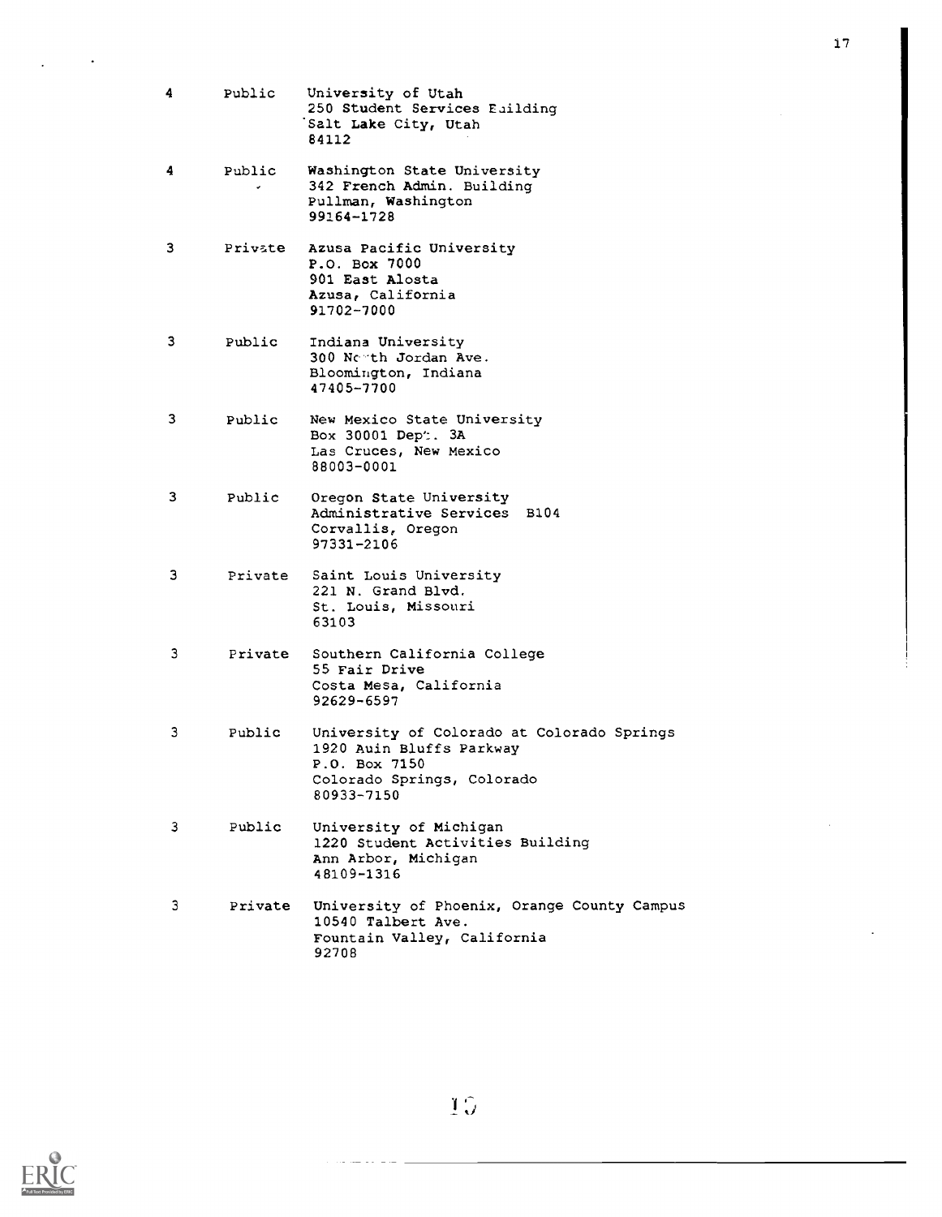| | | |
|---|---|---|
| 4 | Public | University of Utah<br>250 Student Services Building<br>Salt Lake City, Utah<br>84112 |
| 4 | Public | Washington State University<br>342 French Admin. Building<br>Pullman, Washington<br>99164-1728 |
| 3 | Private | Azusa Pacific University<br>P.O. Box 7000<br>901 East Alosta<br>Azusa, California<br>91702-7000 |
| 3 | Public | Indiana University<br>300 North Jordan Ave.<br>Bloomington, Indiana<br>47405-7700 |
| 3 | Public | New Mexico State University<br>Box 30001 Dept. 3A<br>Las Cruces, New Mexico<br>88003-0001 |
| 3 | Public | Oregon State University<br>Administrative Services B104<br>Corvallis, Oregon<br>97331-2106 |
| 3 | Private | Saint Louis University<br>221 N. Grand Blvd.<br>St. Louis, Missouri<br>63103 |
| 3 | Private | Southern California College<br>55 Fair Drive<br>Costa Mesa, California<br>92629-6597 |
| 3 | Public | University of Colorado at Colorado Springs<br>1920 Auin Bluffs Parkway<br>P.O. Box 7150<br>Colorado Springs, Colorado<br>80933-7150 |
| 3 | Public | University of Michigan<br>1220 Student Activities Building<br>Ann Arbor, Michigan<br>48109-1316 |
| 3 | Private | University of Phoenix, Orange County Campus<br>10540 Talbert Ave.<br>Fountain Valley, California<br>92708 |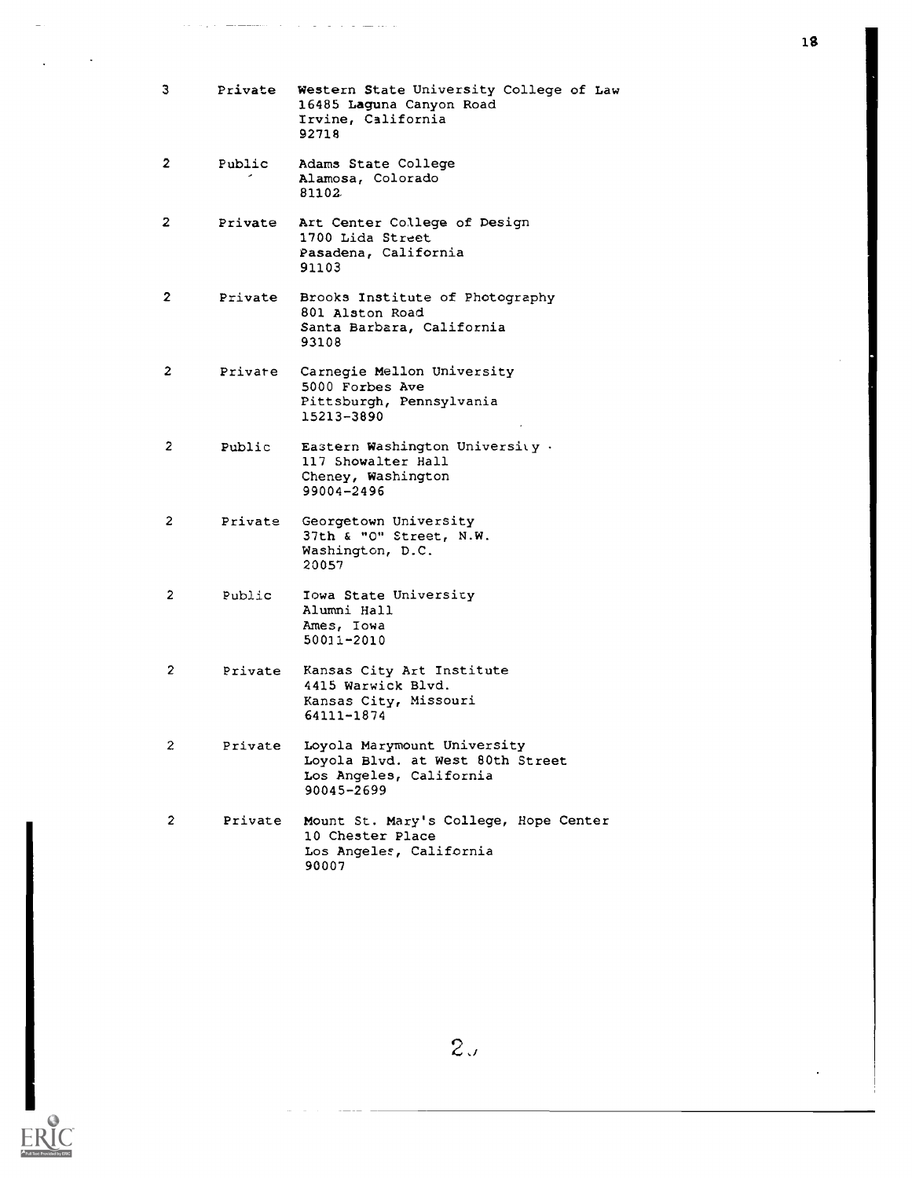| | | |
|---|---|---|
| 3 | Private | Western State University College of Law<br>16485 Laguna Canyon Road<br>Irvine, California<br>92718 |
| 2 | Public | Adams State College<br>Alamosa, Colorado<br>81102 |
| 2 | Private | Art Center College of Design<br>1700 Lida Street<br>Pasadena, California<br>91103 |
| 2 | Private | Brooks Institute of Photography<br>801 Alston Road<br>Santa Barbara, California<br>93108 |
| 2 | Private | Carnegie Mellon University<br>5000 Forbes Ave<br>Pittsburgh, Pennsylvania<br>15213-3890 |
| 2 | Public | Eastern Washington University<br>117 Showalter Hall<br>Cheney, Washington<br>99004-2496 |
| 2 | Private | Georgetown University<br>37th & "O" Street, N.W.<br>Washington, D.C.<br>20057 |
| 2 | Public | Iowa State University<br>Alumni Hall<br>Ames, Iowa<br>50011-2010 |
| 2 | Private | Kansas City Art Institute<br>4415 Warwick Blvd.<br>Kansas City, Missouri<br>64111-1874 |
| 2 | Private | Loyola Marymount University<br>Loyola Blvd. at West 80th Street<br>Los Angeles, California<br>90045-2699 |
| 2 | Private | Mount St. Mary's College, Hope Center<br>10 Chester Place<br>Los Angeles, California<br>90007 |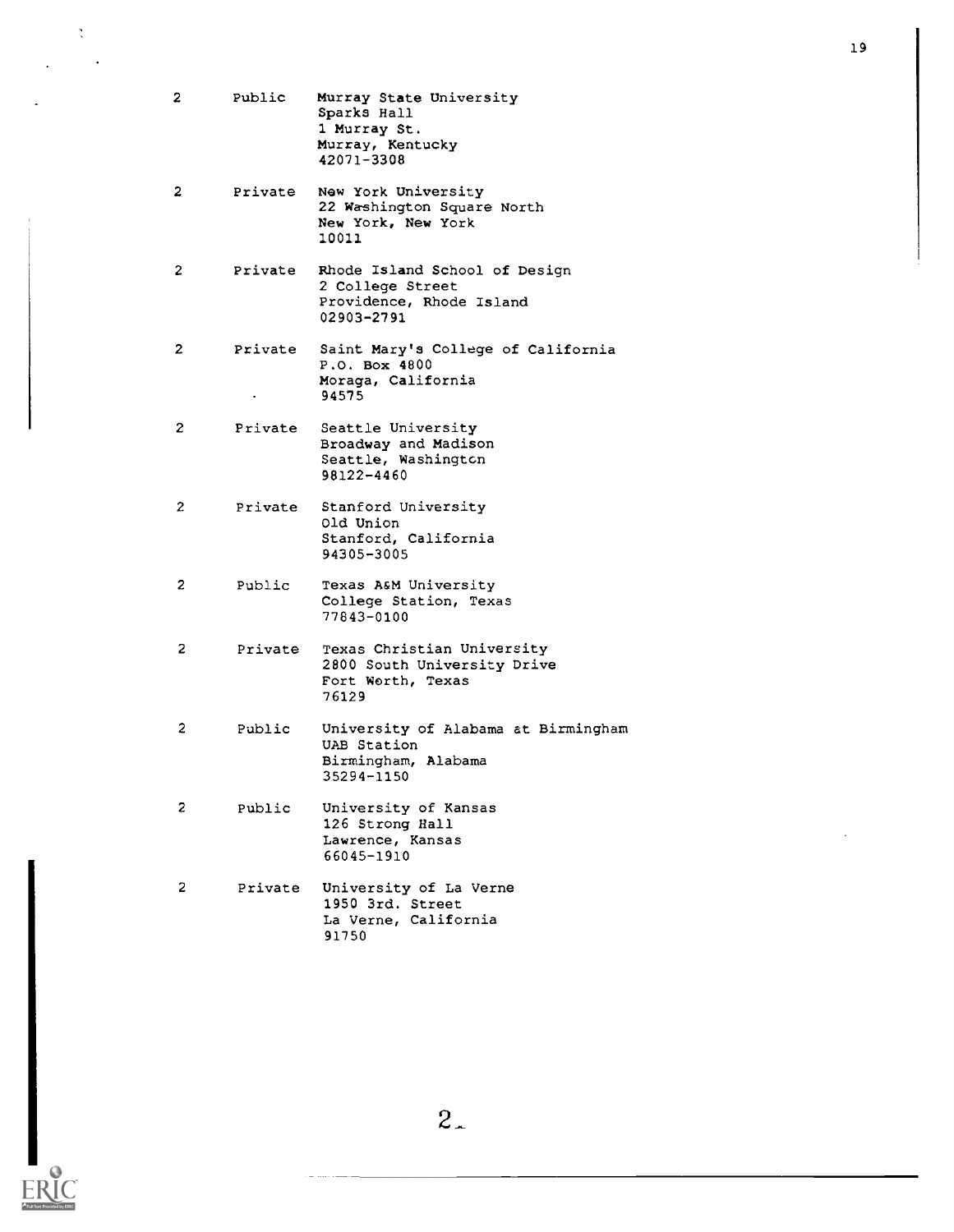| | | |
|---|---|---|
| 2 | Public | Murray State University<br>Sparks Hall<br>1 Murray St.<br>Murray, Kentucky<br>42071-3308 |
| 2 | Private | New York University<br>22 Washington Square North<br>New York, New York<br>10011 |
| 2 | Private | Rhode Island School of Design<br>2 College Street<br>Providence, Rhode Island<br>02903-2791 |
| 2 | Private | Saint Mary's College of California<br>P.O. Box 4800<br>Moraga, California<br>94575 |
| 2 | Private | Seattle University<br>Broadway and Madison<br>Seattle, Washington<br>98122-4460 |
| 2 | Private | Stanford University<br>Old Union<br>Stanford, California<br>94305-3005 |
| 2 | Public | Texas A&M University<br>College Station, Texas<br>77843-0100 |
| 2 | Private | Texas Christian University<br>2800 South University Drive<br>Fort Worth, Texas<br>76129 |
| 2 | Public | University of Alabama at Birmingham<br>UAB Station<br>Birmingham, Alabama<br>35294-1150 |
| 2 | Public | University of Kansas<br>126 Strong Hall<br>Lawrence, Kansas<br>66045-1910 |
| 2 | Private | University of La Verne<br>1950 3rd. Street<br>La Verne, California<br>91750 |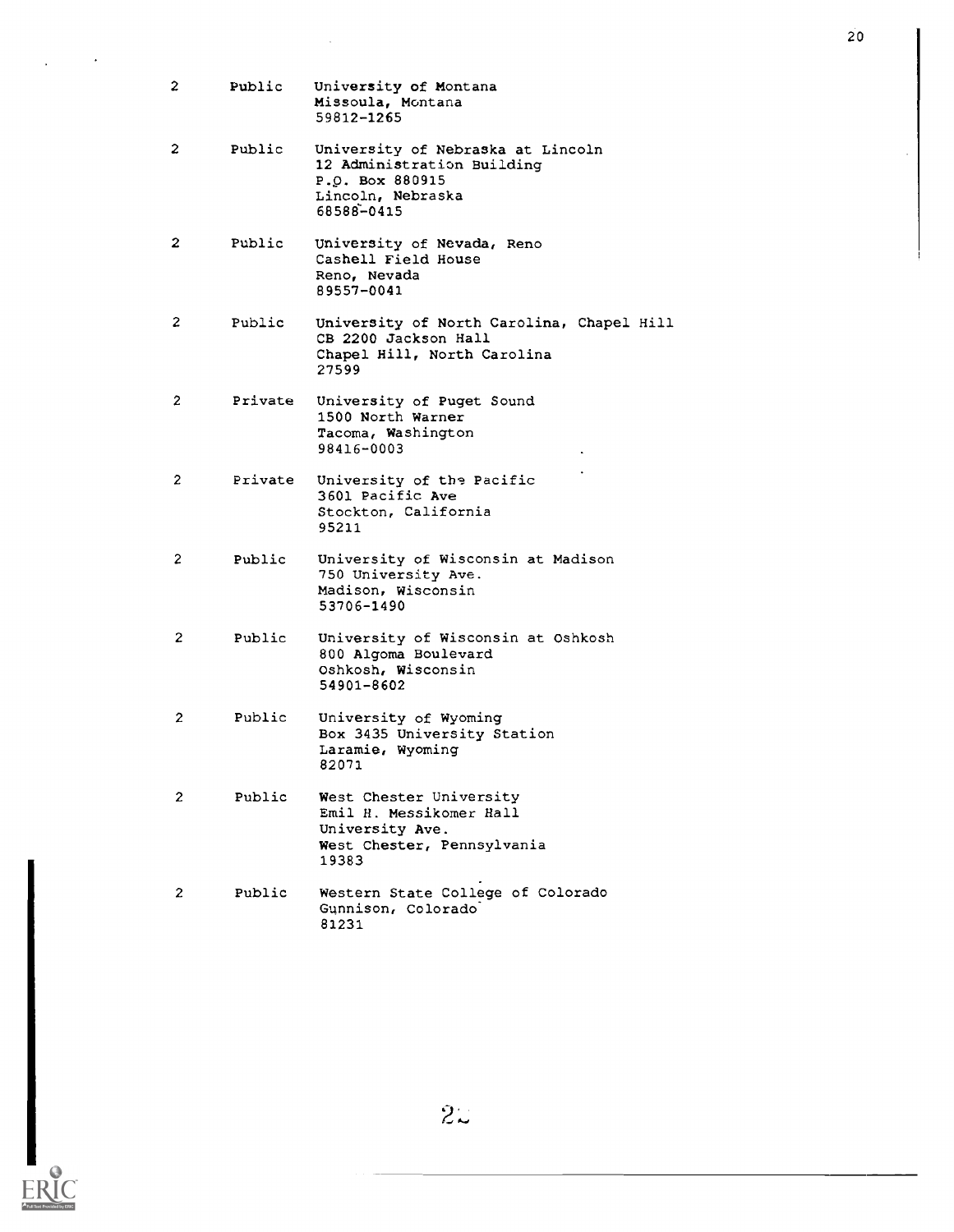| | | |
|---|---|---|
| 2 | Public | University of Montana<br>Missoula, Montana<br>59812-1265 |
| 2 | Public | University of Nebraska at Lincoln<br>12 Administration Building<br>P.O. Box 880915<br>Lincoln, Nebraska<br>68588-0415 |
| 2 | Public | University of Nevada, Reno<br>Cashell Field House<br>Reno, Nevada<br>89557-0041 |
| 2 | Public | University of North Carolina, Chapel Hill<br>CB 2200 Jackson Hall<br>Chapel Hill, North Carolina<br>27599 |
| 2 | Private | University of Puget Sound<br>1500 North Warner<br>Tacoma, Washington<br>98416-0003 |
| 2 | Private | University of the Pacific<br>3601 Pacific Ave<br>Stockton, California<br>95211 |
| 2 | Public | University of Wisconsin at Madison<br>750 University Ave.<br>Madison, Wisconsin<br>53706-1490 |
| 2 | Public | University of Wisconsin at Oshkosh<br>800 Algoma Boulevard<br>Oshkosh, Wisconsin<br>54901-8602 |
| 2 | Public | University of Wyoming<br>Box 3435 University Station<br>Laramie, Wyoming<br>82071 |
| 2 | Public | West Chester University<br>Emil H. Messikomer Hall<br>University Ave.<br>West Chester, Pennsylvania<br>19383 |
| 2 | Public | Western State College of Colorado<br>Gunnison, Colorado<br>81231 |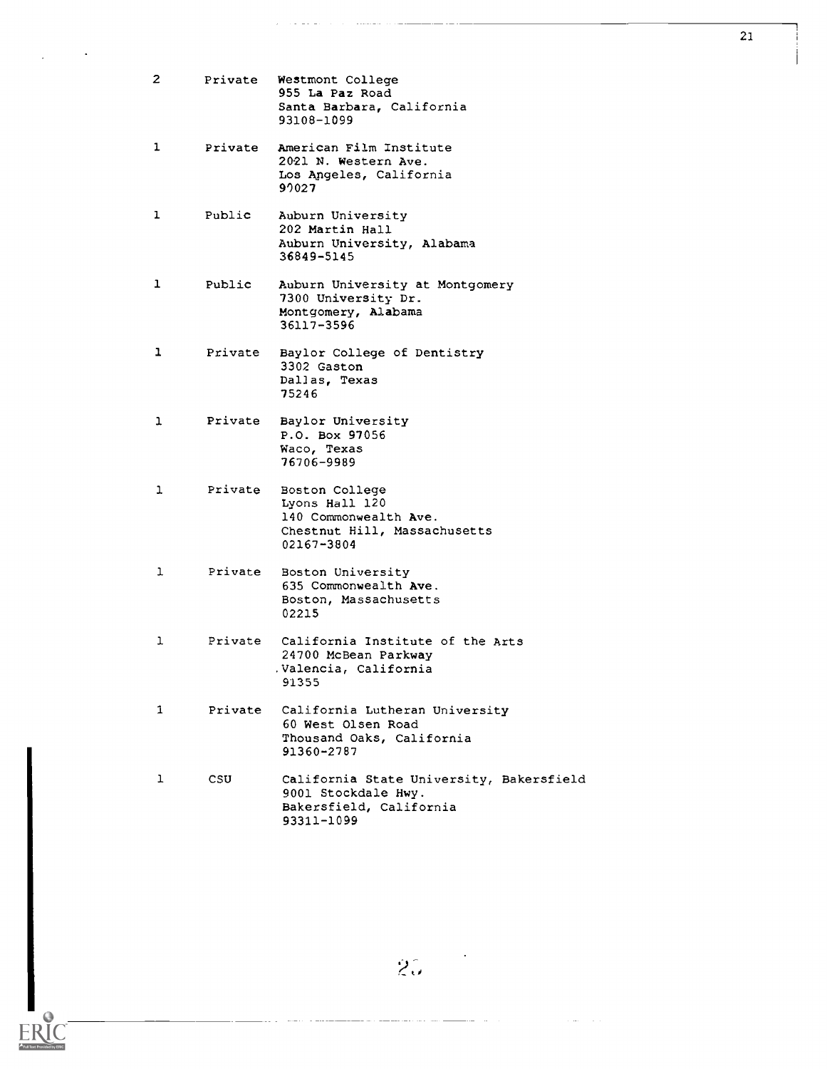| | | |
|---|---|---|
| 2 | Private | Westmont College<br>955 La Paz Road<br>Santa Barbara, California<br>93108-1099 |
| 1 | Private | American Film Institute<br>2021 N. Western Ave.<br>Los Angeles, California<br>90027 |
| 1 | Public | Auburn University<br>202 Martin Hall<br>Auburn University, Alabama<br>36849-5145 |
| 1 | Public | Auburn University at Montgomery<br>7300 University Dr.<br>Montgomery, Alabama<br>36117-3596 |
| 1 | Private | Baylor College of Dentistry<br>3302 Gaston<br>Dallas, Texas<br>75246 |
| 1 | Private | Baylor University<br>P.O. Box 97056<br>Waco, Texas<br>76706-9989 |
| 1 | Private | Boston College<br>Lyons Hall 120<br>140 Commonwealth Ave.<br>Chestnut Hill, Massachusetts<br>02167-3804 |
| 1 | Private | Boston University<br>635 Commonwealth Ave.<br>Boston, Massachusetts<br>02215 |
| 1 | Private | California Institute of the Arts<br>24700 McBean Parkway<br>Valencia, California<br>91355 |
| 1 | Private | California Lutheran University<br>60 West Olsen Road<br>Thousand Oaks, California<br>91360-2787 |
| 1 | CSU | California State University, Bakersfield<br>9001 Stockdale Hwy.<br>Bakersfield, California<br>93311-1099 |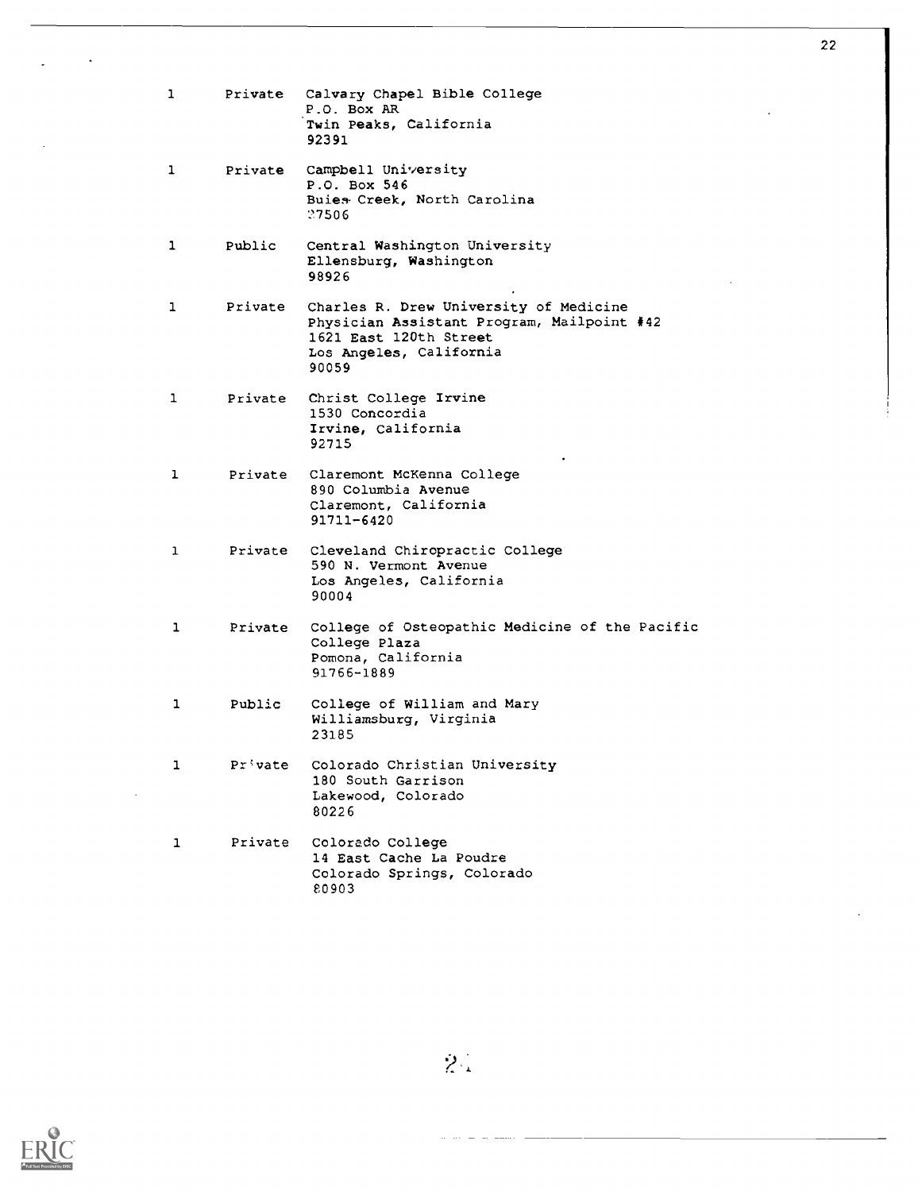| | | |
|---|---|---|
| 1 | Private | Calvary Chapel Bible College<br>P.O. Box AR<br>Twin Peaks, California<br>92391 |
| 1 | Private | Campbell University<br>P.O. Box 546<br>Buies Creek, North Carolina<br>27506 |
| 1 | Public | Central Washington University<br>Ellensburg, Washington<br>98926 |
| 1 | Private | Charles R. Drew University of Medicine<br>Physician Assistant Program, Mailpoint #42<br>1621 East 120th Street<br>Los Angeles, California<br>90059 |
| 1 | Private | Christ College Irvine<br>1530 Concordia<br>Irvine, California<br>92715 |
| 1 | Private | Claremont McKenna College<br>890 Columbia Avenue<br>Claremont, California<br>91711-6420 |
| 1 | Private | Cleveland Chiropractic College<br>590 N. Vermont Avenue<br>Los Angeles, California<br>90004 |
| 1 | Private | College of Osteopathic Medicine of the Pacific<br>College Plaza<br>Pomona, California<br>91766-1889 |
| 1 | Public | College of William and Mary<br>Williamsburg, Virginia<br>23185 |
| 1 | Private | Colorado Christian University<br>180 South Garrison<br>Lakewood, Colorado<br>80226 |
| 1 | Private | Colorado College<br>14 East Cache La Poudre<br>Colorado Springs, Colorado<br>80903 |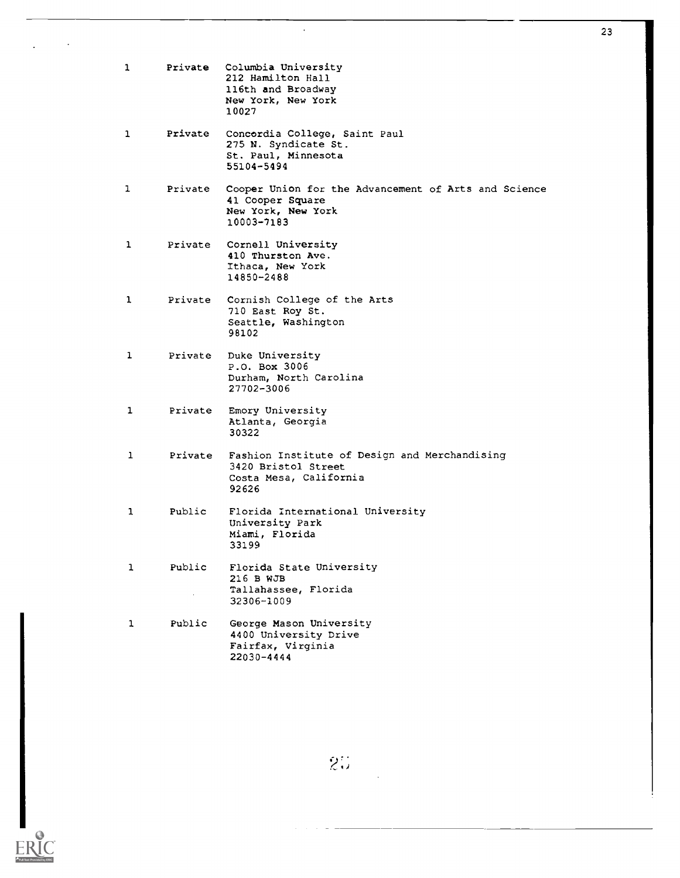| | | |
|---|---|---|
| 1 | Private | Columbia University<br>212 Hamilton Hall<br>116th and Broadway<br>New York, New York<br>10027 |
| 1 | Private | Concordia College, Saint Paul<br>275 N. Syndicate St.<br>St. Paul, Minnesota<br>55104-5494 |
| 1 | Private | Cooper Union for the Advancement of Arts and Science<br>41 Cooper Square<br>New York, New York<br>10003-7183 |
| 1 | Private | Cornell University<br>410 Thurston Ave.<br>Ithaca, New York<br>14850-2488 |
| 1 | Private | Cornish College of the Arts<br>710 East Roy St.<br>Seattle, Washington<br>98102 |
| 1 | Private | Duke University<br>P.O. Box 3006<br>Durham, North Carolina<br>27702-3006 |
| 1 | Private | Emory University<br>Atlanta, Georgia<br>30322 |
| 1 | Private | Fashion Institute of Design and Merchandising<br>3420 Bristol Street<br>Costa Mesa, California<br>92626 |
| 1 | Public | Florida International University<br>University Park<br>Miami, Florida<br>33199 |
| 1 | Public | Florida State University<br>216 B WJB<br>Tallahassee, Florida<br>32306-1009 |
| 1 | Public | George Mason University<br>4400 University Drive<br>Fairfax, Virginia<br>22030-4444 |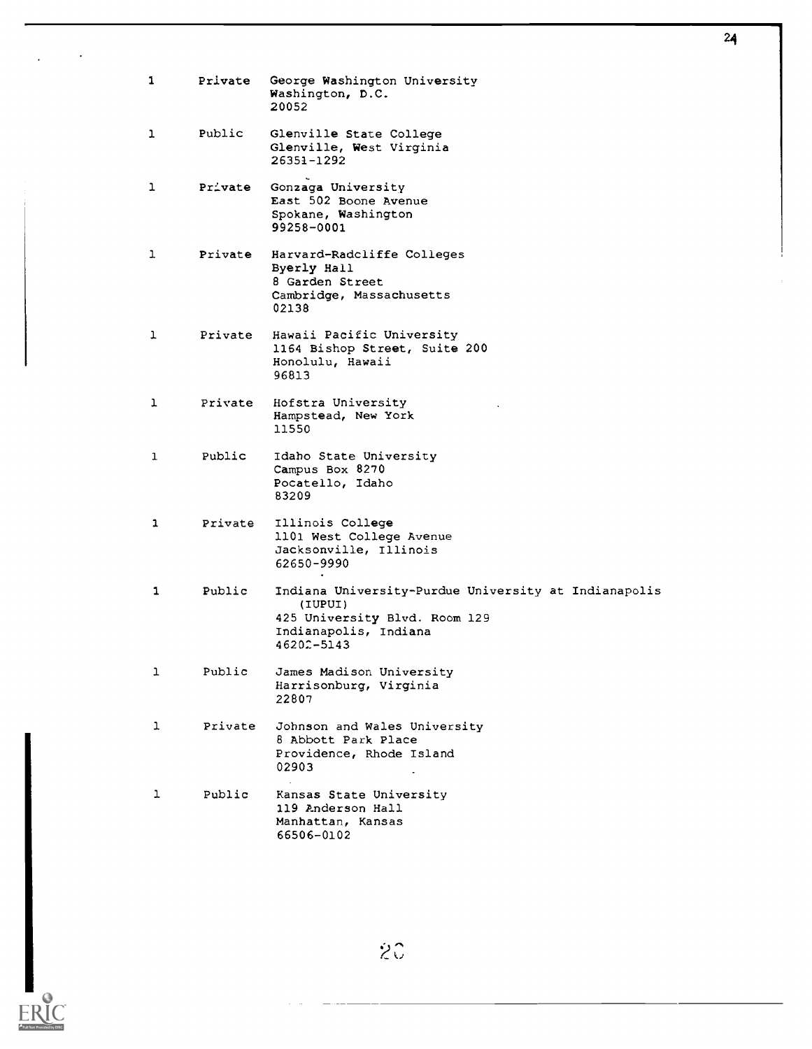| | | |
|---|---|---|
| 1 | Private | George Washington University<br>Washington, D.C.<br>20052 |
| 1 | Public | Glenville State College<br>Glenville, West Virginia<br>26351-1292 |
| 1 | Private | Gonzaga University<br>East 502 Boone Avenue<br>Spokane, Washington<br>99258-0001 |
| 1 | Private | Harvard-Radcliffe Colleges<br>Byerly Hall<br>8 Garden Street<br>Cambridge, Massachusetts<br>02138 |
| 1 | Private | Hawaii Pacific University<br>1164 Bishop Street, Suite 200<br>Honolulu, Hawaii<br>96813 |
| 1 | Private | Hofstra University<br>Hampstead, New York<br>11550 |
| 1 | Public | Idaho State University<br>Campus Box 8270<br>Pocatello, Idaho<br>83209 |
| 1 | Private | Illinois College<br>1101 West College Avenue<br>Jacksonville, Illinois<br>62650-9990 |
| 1 | Public | Indiana University-Purdue University at Indianapolis (IUPUI)<br>425 University Blvd. Room 129<br>Indianapolis, Indiana<br>46202-5143 |
| 1 | Public | James Madison University<br>Harrisonburg, Virginia<br>22807 |
| 1 | Private | Johnson and Wales University<br>8 Abbott Park Place<br>Providence, Rhode Island<br>02903 |
| 1 | Public | Kansas State University<br>119 Anderson Hall<br>Manhattan, Kansas<br>66506-0102 |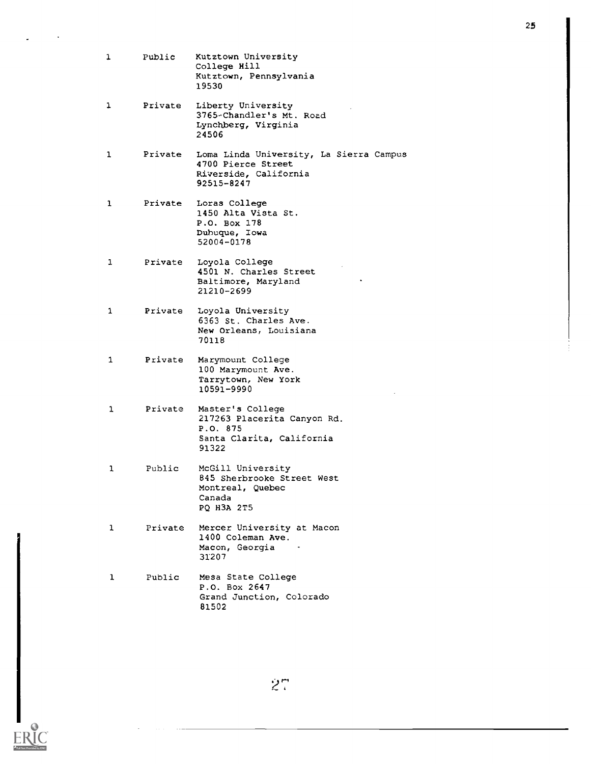| | | |
|---|---|---|
| 1 | Public | Kutztown University<br>College Hill<br>Kutztown, Pennsylvania<br>19530 |
| 1 | Private | Liberty University<br>3765 Chandler's Mt. Road<br>Lynchberg, Virginia<br>24506 |
| 1 | Private | Loma Linda University, La Sierra Campus<br>4700 Pierce Street<br>Riverside, California<br>92515-8247 |
| 1 | Private | Loras College<br>1450 Alta Vista St.<br>P.O. Box 178<br>Dubuque, Iowa<br>52004-0178 |
| 1 | Private | Loyola College<br>4501 N. Charles Street<br>Baltimore, Maryland<br>21210-2699 |
| 1 | Private | Loyola University<br>6363 St. Charles Ave.<br>New Orleans, Louisiana<br>70118 |
| 1 | Private | Marymount College<br>100 Marymount Ave.<br>Tarrytown, New York<br>10591-9990 |
| 1 | Private | Master's College<br>217263 Placerita Canyon Rd.<br>P.O. 875<br>Santa Clarita, California<br>91322 |
| 1 | Public | McGill University<br>845 Sherbrooke Street West<br>Montreal, Quebec<br>Canada<br>PQ H3A 2T5 |
| 1 | Private | Mercer University at Macon<br>1400 Coleman Ave.<br>Macon, Georgia<br>31207 |
| 1 | Public | Mesa State College<br>P.O. Box 2647<br>Grand Junction, Colorado<br>81502 |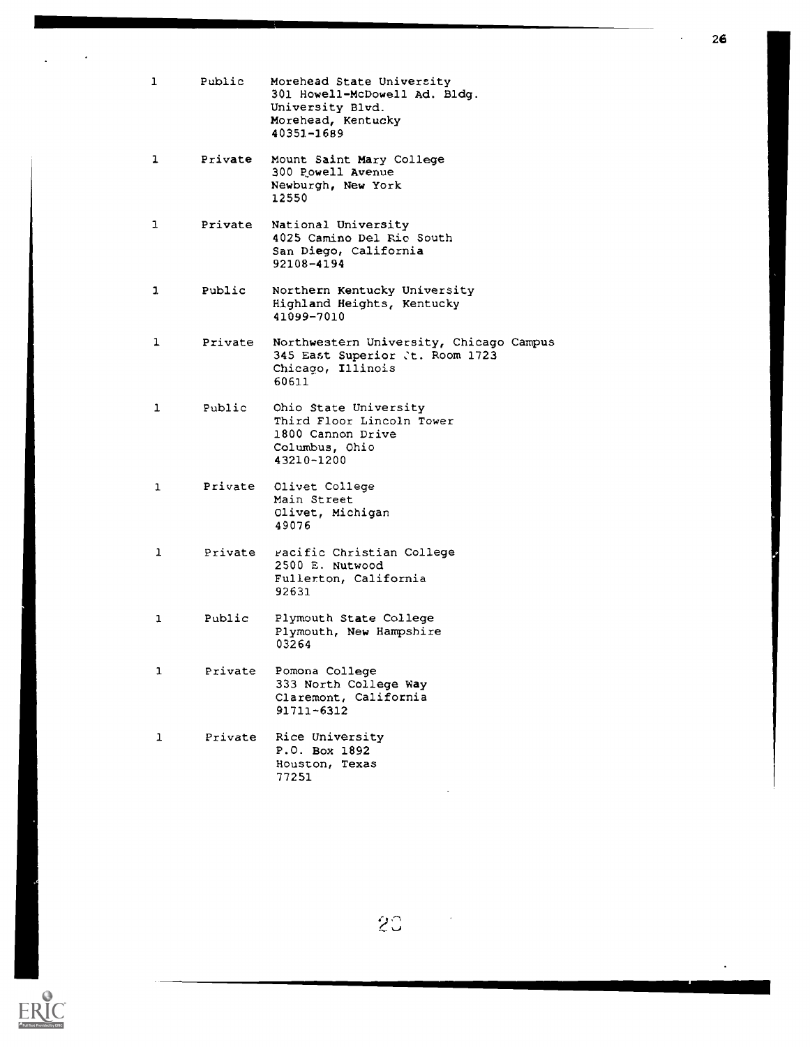| | | |
|---|---|---|
| 1 | Public | Morehead State University<br>301 Howell-McDowell Ad. Bldg.<br>University Blvd.<br>Morehead, Kentucky<br>40351-1689 |
| 1 | Private | Mount Saint Mary College<br>300 Powell Avenue<br>Newburgh, New York<br>12550 |
| 1 | Private | National University<br>4025 Camino Del Rio South<br>San Diego, California<br>92108-4194 |
| 1 | Public | Northern Kentucky University<br>Highland Heights, Kentucky<br>41099-7010 |
| 1 | Private | Northwestern University, Chicago Campus<br>345 East Superior St. Room 1723<br>Chicago, Illinois<br>60611 |
| 1 | Public | Ohio State University<br>Third Floor Lincoln Tower<br>1800 Cannon Drive<br>Columbus, Ohio<br>43210-1200 |
| 1 | Private | Olivet College<br>Main Street<br>Olivet, Michigan<br>49076 |
| 1 | Private | Pacific Christian College<br>2500 E. Nutwood<br>Fullerton, California<br>92631 |
| 1 | Public | Plymouth State College<br>Plymouth, New Hampshire<br>03264 |
| 1 | Private | Pomona College<br>333 North College Way<br>Claremont, California<br>91711-6312 |
| 1 | Private | Rice University<br>P.O. Box 1892<br>Houston, Texas<br>77251 |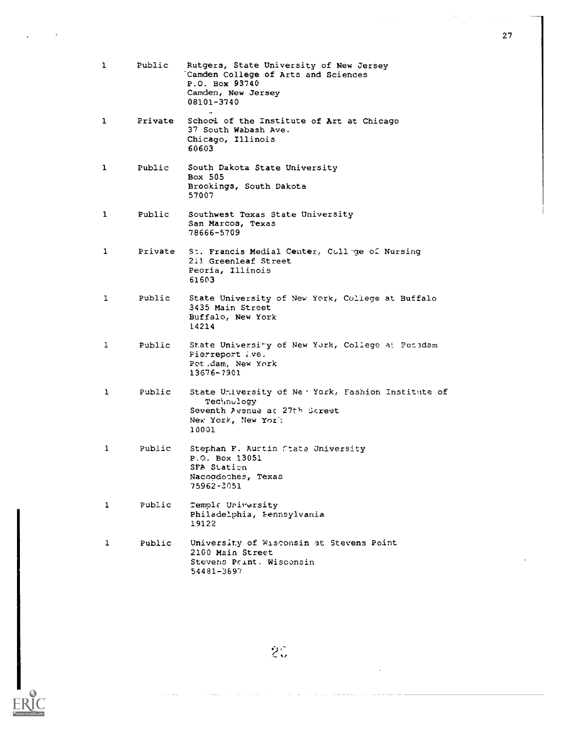| | | |
|---|---|---|
| 1 | Public | Rutgers, State University of New Jersey<br>Camden College of Arts and Sciences<br>P.O. Box 93740<br>Camden, New Jersey<br>08101-3740 |
| 1 | Private | School of the Institute of Art at Chicago<br>37 South Wabash Ave.<br>Chicago, Illinois<br>60603 |
| 1 | Public | South Dakota State University<br>Box 505<br>Brookings, South Dakota<br>57007 |
| 1 | Public | Southwest Texas State University<br>San Marcos, Texas<br>78666-5709 |
| 1 | Private | St. Francis Medial Center, College of Nursing<br>211 Greenleaf Street<br>Peoria, Illinois<br>61603 |
| 1 | Public | State University of New York, College at Buffalo<br>3435 Main Street<br>Buffalo, New York<br>14214 |
| 1 | Public | State University of New York, College at Potsdam<br>Pierreport Ave.<br>Potsdam, New York<br>13676-7901 |
| 1 | Public | State University of New York, Fashion Institute of Technology<br>Seventh Avenue at 27th Street<br>New York, New York<br>10001 |
| 1 | Public | Stephan F. Austin State University<br>P.O. Box 13051<br>SFA Station<br>Nacogdoches, Texas<br>75962-3051 |
| 1 | Public | Temple University<br>Philadelphia, Pennsylvania<br>19122 |
| 1 | Public | University of Wisconsin at Stevens Point<br>2100 Main Street<br>Stevens Point, Wisconsin<br>54481-3897 |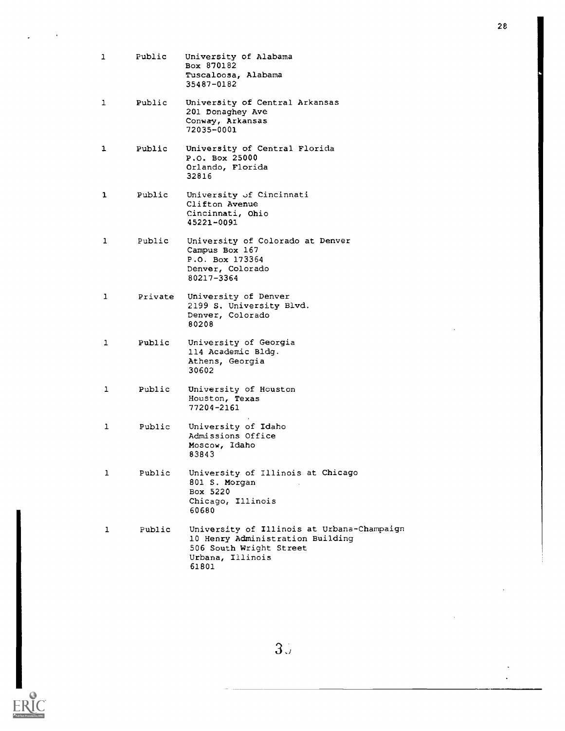| | | |
|---|---|---|
| 1 | Public | University of Alabama<br>Box 870182<br>Tuscaloosa, Alabama<br>35487-0182 |
| 1 | Public | University of Central Arkansas<br>201 Donaghey Ave<br>Conway, Arkansas<br>72035-0001 |
| 1 | Public | University of Central Florida<br>P.O. Box 25000<br>Orlando, Florida<br>32816 |
| 1 | Public | University of Cincinnati<br>Clifton Avenue<br>Cincinnati, Ohio<br>45221-0091 |
| 1 | Public | University of Colorado at Denver<br>Campus Box 167<br>P.O. Box 173364<br>Denver, Colorado<br>80217-3364 |
| 1 | Private | University of Denver<br>2199 S. University Blvd.<br>Denver, Colorado<br>80208 |
| 1 | Public | University of Georgia<br>114 Academic Bldg.<br>Athens, Georgia<br>30602 |
| 1 | Public | University of Houston<br>Houston, Texas<br>77204-2161 |
| 1 | Public | University of Idaho<br>Admissions Office<br>Moscow, Idaho<br>83843 |
| 1 | Public | University of Illinois at Chicago<br>801 S. Morgan<br>Box 5220<br>Chicago, Illinois<br>60680 |
| 1 | Public | University of Illinois at Urbana-Champaign<br>10 Henry Administration Building<br>506 South Wright Street<br>Urbana, Illinois<br>61801 |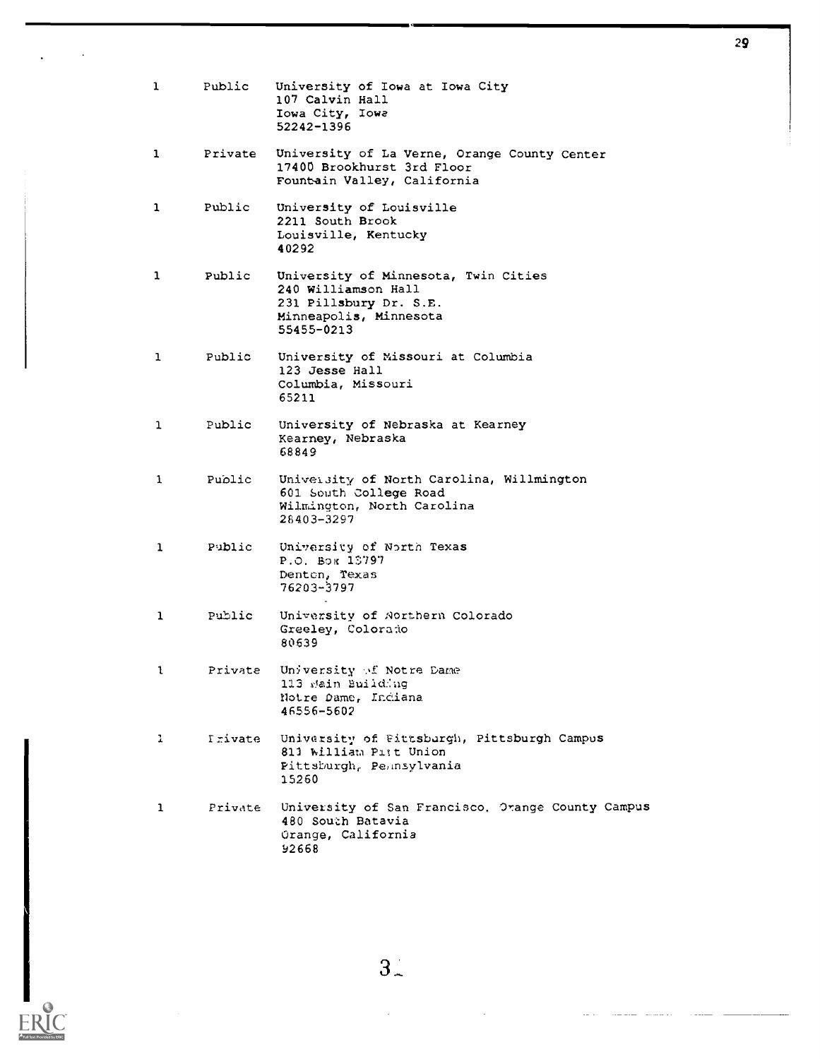| | | |
|---|---|---|
| 1 | Public | University of Iowa at Iowa City<br>107 Calvin Hall<br>Iowa City, Iowa<br>52242-1396 |
| 1 | Private | University of La Verne, Orange County Center<br>17400 Brookhurst 3rd Floor<br>Fountain Valley, California |
| 1 | Public | University of Louisville<br>2211 South Brook<br>Louisville, Kentucky<br>40292 |
| 1 | Public | University of Minnesota, Twin Cities<br>240 Williamson Hall<br>231 Pillsbury Dr. S.E.<br>Minneapolis, Minnesota<br>55455-0213 |
| 1 | Public | University of Missouri at Columbia<br>123 Jesse Hall<br>Columbia, Missouri<br>65211 |
| 1 | Public | University of Nebraska at Kearney<br>Kearney, Nebraska<br>68849 |
| 1 | Public | University of North Carolina, Willmington<br>601 South College Road<br>Wilmington, North Carolina<br>28403-3297 |
| 1 | Public | University of North Texas<br>P.O. Box 13797<br>Denton, Texas<br>76203-3797 |
| 1 | Public | University of Northern Colorado<br>Greeley, Colorado<br>80639 |
| 1 | Private | University of Notre Dame<br>113 Main Building<br>Notre Dame, Indiana<br>46556-5602 |
| 1 | Private | University of Pittsburgh, Pittsburgh Campus<br>811 William Pitt Union<br>Pittsburgh, Pennsylvania<br>15260 |
| 1 | Private | University of San Francisco, Orange County Campus<br>480 South Batavia<br>Orange, California<br>92668 |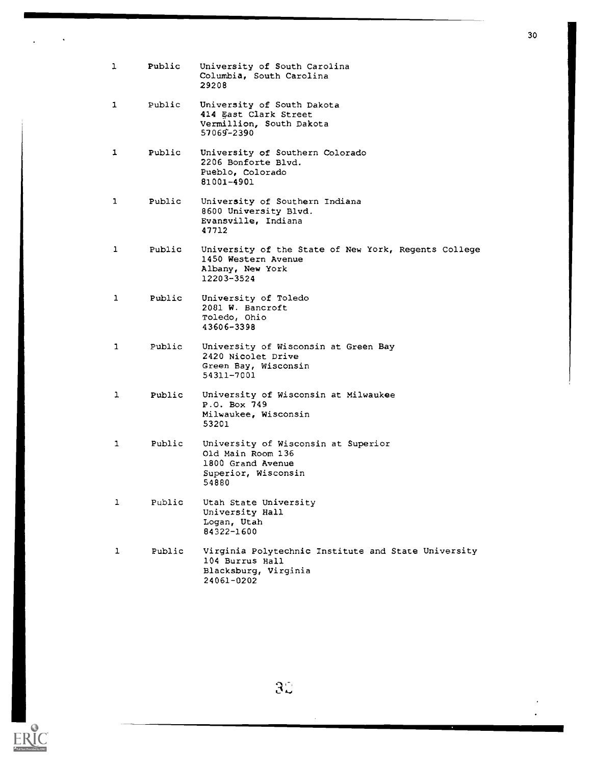| | | |
|---|---|---|
| 1 | Public | University of South Carolina<br>Columbia, South Carolina<br>29208 |
| 1 | Public | University of South Dakota<br>414 East Clark Street<br>Vermillion, South Dakota<br>57069-2390 |
| 1 | Public | University of Southern Colorado<br>2206 Bonforte Blvd.<br>Pueblo, Colorado<br>81001-4901 |
| 1 | Public | University of Southern Indiana<br>8600 University Blvd.<br>Evansville, Indiana<br>47712 |
| 1 | Public | University of the State of New York, Regents College<br>1450 Western Avenue<br>Albany, New York<br>12203-3524 |
| 1 | Public | University of Toledo<br>2081 W. Bancroft<br>Toledo, Ohio<br>43606-3398 |
| 1 | Public | University of Wisconsin at Green Bay<br>2420 Nicolet Drive<br>Green Bay, Wisconsin<br>54311-7001 |
| 1 | Public | University of Wisconsin at Milwaukee<br>P.O. Box 749<br>Milwaukee, Wisconsin<br>53201 |
| 1 | Public | University of Wisconsin at Superior<br>Old Main Room 136<br>1800 Grand Avenue<br>Superior, Wisconsin<br>54880 |
| 1 | Public | Utah State University<br>University Hall<br>Logan, Utah<br>84322-1600 |
| 1 | Public | Virginia Polytechnic Institute and State University<br>104 Burrus Hall<br>Blacksburg, Virginia<br>24061-0202 |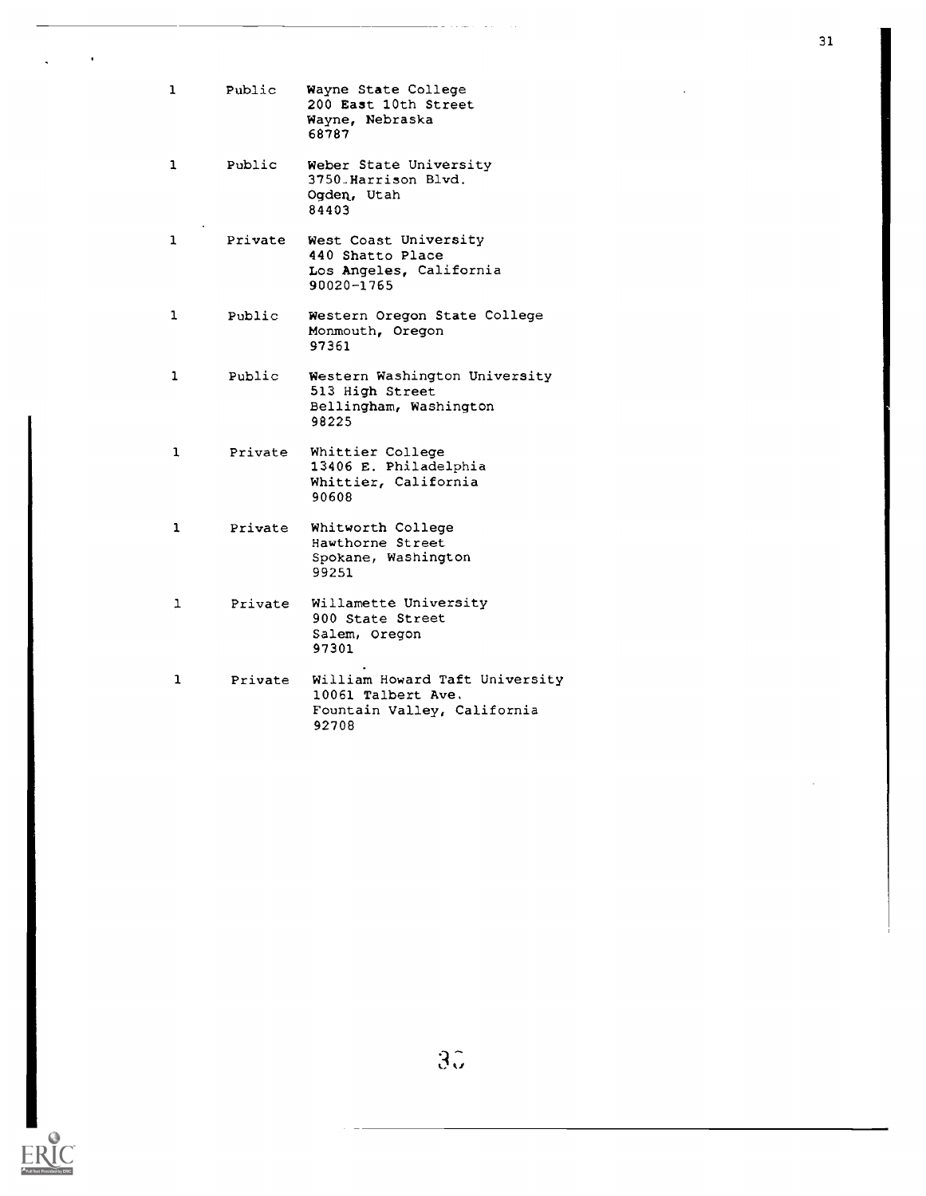| | | |
|---|---|---|
| 1 | Public | Wayne State College<br>200 East 10th Street<br>Wayne, Nebraska<br>68787 |
| 1 | Public | Weber State University<br>3750 Harrison Blvd.<br>Ogden, Utah<br>84403 |
| 1 | Private | West Coast University<br>440 Shatto Place<br>Los Angeles, California<br>90020-1765 |
| 1 | Public | Western Oregon State College<br>Monmouth, Oregon<br>97361 |
| 1 | Public | Western Washington University<br>513 High Street<br>Bellingham, Washington<br>98225 |
| 1 | Private | Whittier College<br>13406 E. Philadelphia<br>Whittier, California<br>90608 |
| 1 | Private | Whitworth College<br>Hawthorne Street<br>Spokane, Washington<br>99251 |
| 1 | Private | Willamette University<br>900 State Street<br>Salem, Oregon<br>97301 |
| 1 | Private | William Howard Taft University<br>10061 Talbert Ave.<br>Fountain Valley, California<br>92708 |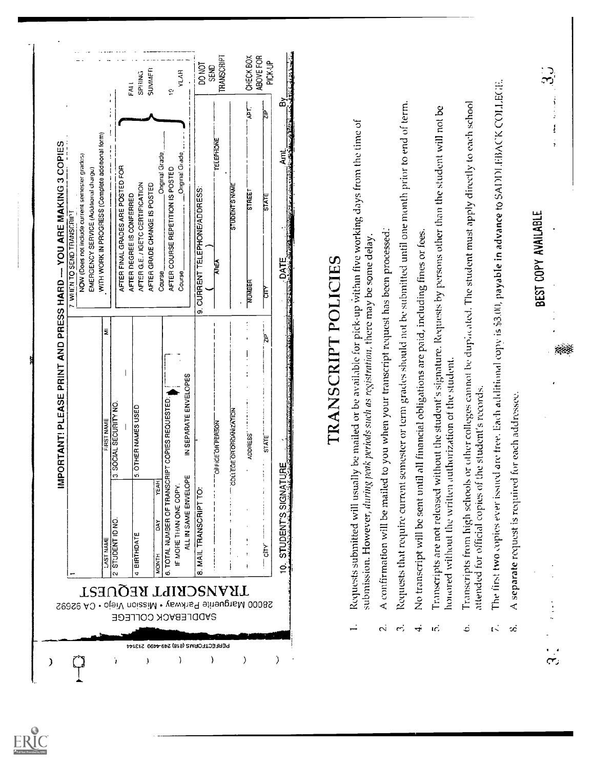# TRANSCRIPT REQUEST

SADDLEBACK COLLEGE
28000 Marguerite Parkway • Mission Viejo • CA 92692

**IMPORTANT! PLEASE PRINT AND PRESS HARD — YOU ARE MAKING 3 COPIES**

1. LAST NAME | FIRST NAME | MI
2. STUDENT ID NO.
3. SOCIAL SECURITY NO.
4. BIRTHDATE — MONTH / DAY / YEAR
5. OTHER NAMES USED
6. TOTAL NUMBER OF TRANSCRIPT COPIES REQUESTED: IF MORE THAN ONE COPY, ALL IN SAME ENVELOPE / IN SEPARATE ENVELOPES
7. WHEN TO SEND TRANSCRIPT
   - NOW (Does not include current semester grades)
   - EMERGENCY SERVICE (Additional charge)
   - WITH WORK IN PROGRESS (Complete additional form)
   - AFTER FINAL GRADES ARE POSTED FOR — FALL / SPRING / SUMMER — 19__ YEAR
   - AFTER DEGREE IS CONFERRED
   - AFTER G.E. / IGETC CERTIFICATION
   - AFTER GRADE CHANGE IS POSTED — Course ______ Original Grade ______
   - AFTER COURSE REPETITION IS POSTED — Course ______ Original Grade ______
8. MAIL TRANSCRIPT TO: OFFICE OR PERSON / COLLEGE OR ORGANIZATION / ADDRESS / CITY / STATE / ZIP
9. CURRENT TELEPHONE/ADDRESS: AREA / TELEPHONE / STUDENT'S NAME / NUMBER / STREET / APT. / CITY / STATE / ZIP
   - DO NOT SEND TRANSCRIPT — CHECK BOX ABOVE FOR PICK-UP
10. STUDENT'S SIGNATURE ______ DATE ______ Amt. ______ By ______

PERFECTFORMS (818) 249-4490 213144

# TRANSCRIPT POLICIES

1. Requests submitted will usually be mailed or be available for pick-up within five working days from the time of submission. However, *during peak periods such as registration*, there may be some delay.
2. A confirmation will be mailed to you when your transcript request has been processed.
3. Requests that require current semester or term grades should not be submitted until one month prior to end of term.
4. No transcript will be sent until all financial obligations are paid, including fines or fees.
5. Transcripts are not released without the student's signature. Requests by persons other than the student will not be honored without the written authorization of the student.
6. Transcripts from high schools or other colleges cannot be duplicated. The student must apply directly to each school attended for official copies of the student's records.
7. The first **two** copies ever issued are free. Each additional copy is $3.00, **payable in advance** to SADDLEBACK COLLEGE.
8. A **separate** request is required for each addressee.

BEST COPY AVAILABLE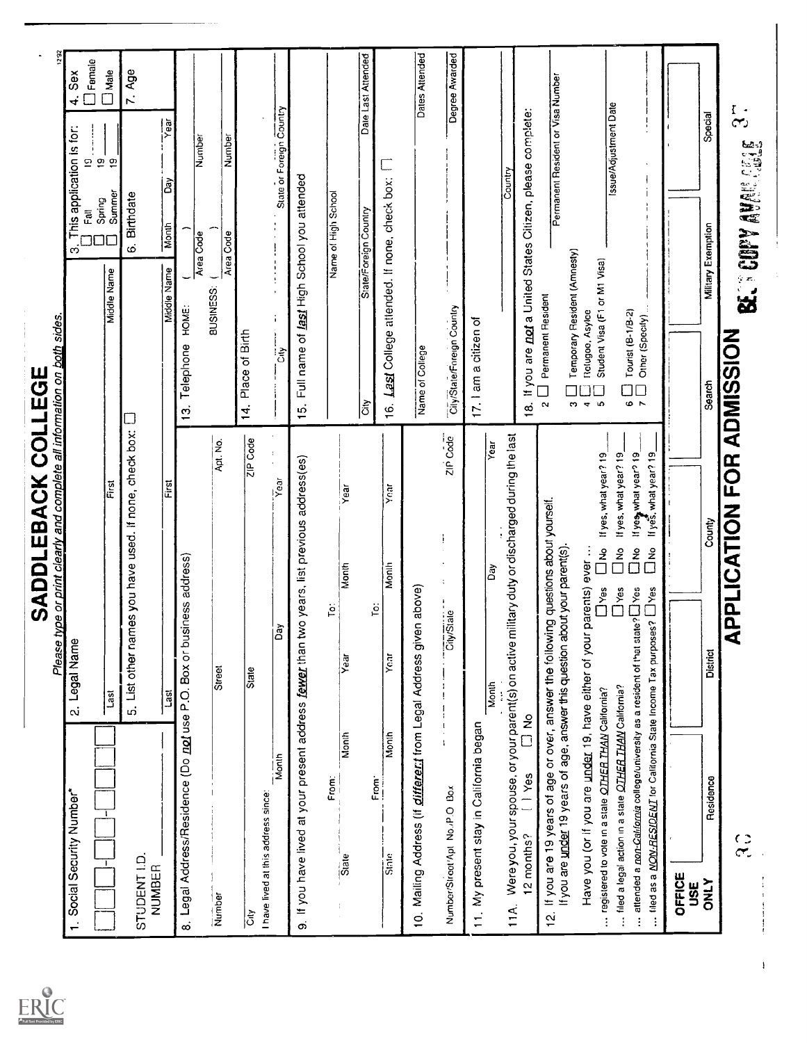# SADDLEBACK COLLEGE

*Please type or print clearly and complete all information on both sides.*

1. Social Security Number*

☐☐☐-☐☐-☐☐☐☐

STUDENT I.D. NUMBER ________

2. Legal Name

Last ________ First ________ Middle Name ________

3. This application is for:
☐ Fall 19___
☐ Spring 19___
☐ Summer 19___

4. Sex
☐ Female
☐ Male

5. List other names you have used. If none, check box: ☐

Last ________ First ________ Middle Name ________

6. Birthdate

Month ________ Day ________ Year ________

7. Age

8. Legal Address/Residence (Do **not** use P.O. Box or business address)

Number ________ Street ________ Apt. No. ________

City ________ State ________ ZIP Code ________

I have lived at this address since: Month ________ Day ________ Year ________

9. If you have lived at your present address **fewer** than two years, list previous address(es)

State ________ From: Month ________ Year ________ To: Month ________ Year ________

State ________ From: Month ________ Year ________ To: Month ________ Year ________

10. Mailing Address (if **different** from Legal Address given above)

Number/Street/Apt. No./P.O. Box ________ City/State ________ ZIP Code ________

11. My present stay in California began

Month ________ Day ________ Year ________

11A. Were you, your spouse, or your parent(s) on active military duty or discharged during the last 12 months? ☐ Yes ☐ No

12. If you are 19 years of age or over, answer the following questions about yourself. If you are **under** 19 years of age, answer this question about your parent(s).

Have you (or if you are **under** 19, have either of your parents) ever ...

... registered to vote in a state **OTHER THAN** California? ☐ Yes ☐ No If yes, what year? 19___

... filed a legal action in a state **OTHER THAN** California? ☐ Yes ☐ No If yes, what year? 19___

... attended a **non-California** college/university as a resident of that state? ☐ Yes ☐ No If yes, what year? 19___

... filed as a **NON-RESIDENT** for California State Income Tax purposes? ☐ Yes ☐ No If yes, what year? 19___

13. Telephone HOME: ( ) ________ Number ________
Area Code

BUSINESS: ( ) ________ Number ________
Area Code

14. Place of Birth

City ________ State or Foreign Country ________

15. Full name of **last** High School you attended

Name of High School ________

City ________ State/Foreign Country ________ Date Last Attended ________

16. **Last** College attended. If none, check box: ☐

Name of College ________ Dates Attended ________

City/State/Foreign Country ________ Degree Awarded ________

17. I am a citizen of

Country ________

18. If you are **not** a United States Citizen, please complete:

2 ☐ Permanent Resident
3 ☐ Temporary Resident (Amnesty)
4 ☐ Refugee, Asylee
5 ☐ Student Visa (F1 or M1 Visa)
6 ☐ Tourist (B-1/B-2)
7 ☐ Other (Specify) ________

Permanent Resident or Visa Number ________

Issue/Adjustment Date ________

| OFFICE USE ONLY | | | | | | |
|---|---|---|---|---|---|---|
| Residence | District | County | Search | Military Exemption | Special | |

## APPLICATION FOR ADMISSION

BEST COPY AVAILABLE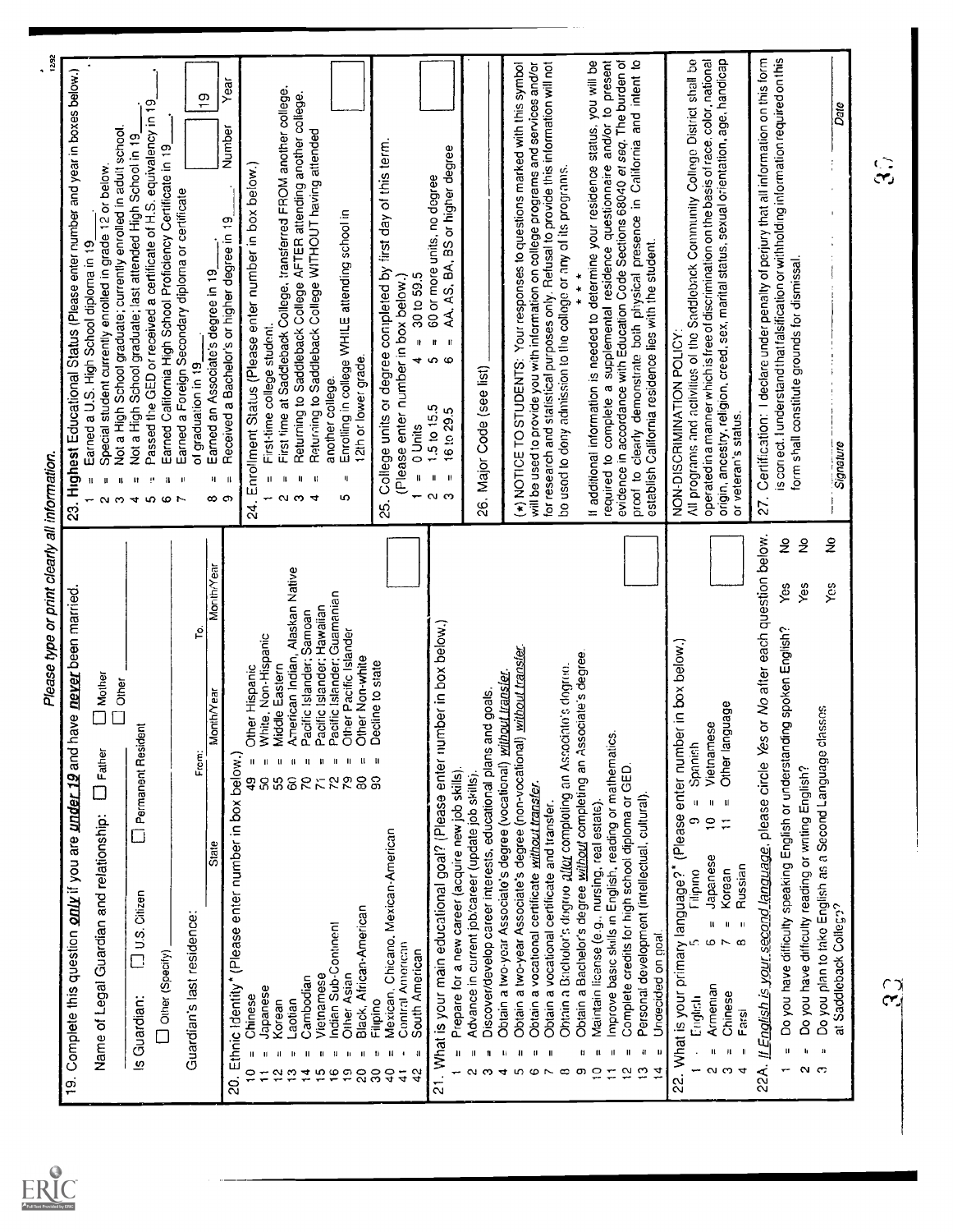*Please type or print clearly all information.*

19\. Complete this question **only** if you are **under 19** and have **never** been married.

Name of Legal Guardian and relationship: ☐ Father ☐ Mother ☐ Other ______

Is Guardian: ☐ U.S. Citizen ☐ Permanent Resident ☐ Other (Specify) ______

Guardian's last residence: ______ State ______ From: Month/Year ______ To: Month/Year ______

20\. Ethnic Identity* (Please enter number in box below.)

10 = Chinese
11 = Japanese
12 = Korean
13 = Laotian
14 = Cambodian
15 = Vietnamese
16 = Indian Sub-Continent
19 = Other Asian
20 = Black, African-American
30 = Filipino
40 = Mexican, Chicano, Mexican-American
41 = Central American
42 = South American
49 = Other Hispanic
50 = White, Non-Hispanic
55 = Middle Eastern
60 = American Indian, Alaskan Native
70 = Pacific Islander; Samoan
71 = Pacific Islander; Hawaiian
72 = Pacific Islander; Guamenian
79 = Other Pacific Islander
80 = Other Non-white
90 = Decline to state

21\. What is your main educational goal? (Please enter number in box below.)

1 = Prepare for a new career (acquire new job skills).
2 = Advance in current job/career (update job skills).
3 = Discover/develop career interests, educational plans and goals.
4 = Obtain a two-year Associate's degree (vocational) *without transfer.*
5 = Obtain a two-year Associate's degree (non-vocational) *without transfer.*
6 = Obtain a vocational certificate *without transfer.*
7 = Obtain a vocational certificate and transfer.
8 = Obtain a Bachelor's degree *after* completing an Associate's degree.
9 = Obtain a Bachelor's degree *without* completing an Associate's degree.
10 = Maintain license (e.g., nursing, real estate).
11 = Improve basic skills in English, reading or mathematics.
12 = Complete credits for high school diploma or GED.
13 = Personal development (intellectual, cultural).
14 = Undecided on goal.

22\. What is your primary language?* (Please enter number in box below.)

1 = English
2 = Armenian
3 = Chinese
4 = Farsi
5 = Filipino
6 = Japanese
7 = Korean
8 = Russian
9 = Spanish
10 = Vietnamese
11 = Other language

22A. *If English is your second language*, please circle *Yes* or *No* after each question below.

1 = Do you have difficulty speaking English or understanding spoken English? Yes No
2 = Do you have difficulty reading or writing English? Yes No
3 = Do you plan to take English as a Second Language classes at Saddleback College? Yes No

23\. **Highest** Educational Status (Please enter number and year in boxes below.)

1 = Earned a U.S. High School diploma in 19____
2 = Special student currently enrolled in grade 12 or below.
3 = Not a High School graduate; currently enrolled in adult school.
4 = Not a High School graduate; last attended High School in 19____
5 = Passed the GED or received a certificate of H.S. equivalency in 19____
6 = Earned California High School Proficiency Certificate in 19____
7 = Earned a Foreign Secondary diploma or certificate of graduation in 19____
8 = Earned an Associate's degree in 19____
9 = Received a Bachelor's or higher degree in 19____

Number ______ Year 19____

24\. Enrollment Status (Please enter number in box below.)

1 = First-time college student.
2 = First time at Saddleback College, transferred FROM another college.
3 = Returning to Saddleback College AFTER attending another college.
4 = Returning to Saddleback College WITHOUT having attended another college.
5 = Enrolling in college WHILE attending school in 12th or lower grade.

25\. College units or degree completed by first day of this term. (Please enter number in box below.)

1 = 0 Units
2 = 1.5 to 15.5
3 = 16 to 29.5
4 = 30 to 59.5
5 = 60 or more units, no degree
6 = AA, AS, BA, BS or higher degree

26\. Major Code (see list) ______

(*) NOTICE TO STUDENTS: Your responses to questions marked with this symbol will be used to provide you with information on college programs and services and/or for research and statistical purposes only. Refusal to provide this information will not be used to deny admission to the college or any of its programs.

\* \* \*

If additional information is needed to determine your residence status, you will be required to complete a supplemental residence questionnaire and/or to present evidence in accordance with Education Code Sections 68040 *et seq.* The burden of proof to clearly demonstrate both physical presence in California and intent to establish California residence lies with the student.

NON-DISCRIMINATION POLICY:
All programs and activities of the Saddleback Community College District shall be operated in a manner which is free of discrimination on the basis of race, color, national origin, ancestry, religion, creed, sex, marital status, sexual orientation, age, handicap or veteran's status.

27\. Certification: I declare under penalty of perjury that all information on this form is correct. I understand that falsification or withholding information required on this form shall constitute grounds for dismissal.

______ *Signature* ______ *Date*